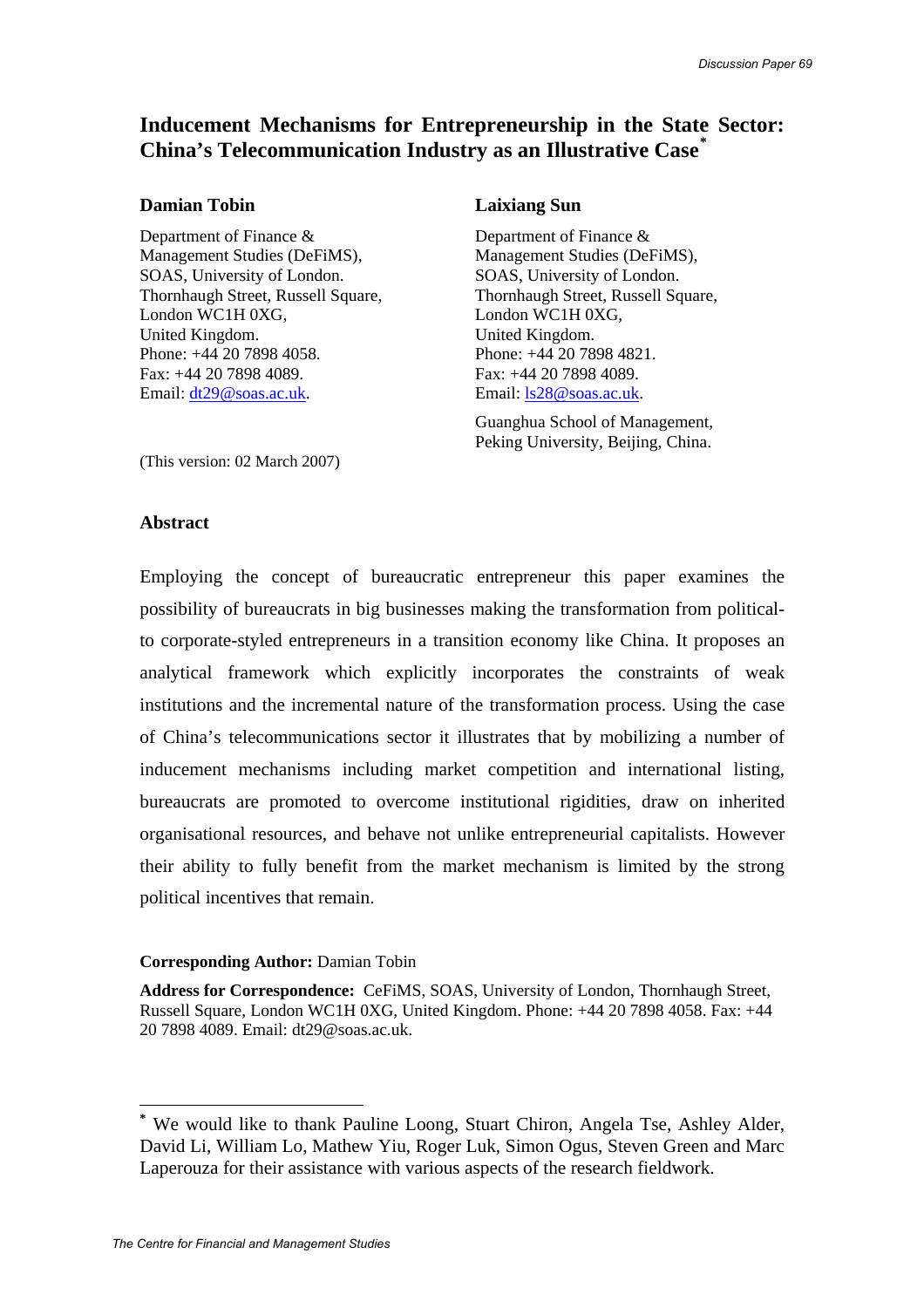# Inducement Mechanisms for Entrepreneurship in the State Sector: China's Telecommunication Industry as an Illustrative Case[*]

**Damian Tobin**

Department of Finance & Management Studies (DeFiMS),
SOAS, University of London.
Thornhaugh Street, Russell Square,
London WC1H 0XG,
United Kingdom.
Phone: +44 20 7898 4058.
Fax: +44 20 7898 4089.
Email: dt29@soas.ac.uk.

**Laixiang Sun**

Department of Finance & Management Studies (DeFiMS),
SOAS, University of London.
Thornhaugh Street, Russell Square,
London WC1H 0XG,
United Kingdom.
Phone: +44 20 7898 4821.
Fax: +44 20 7898 4089.
Email: ls28@soas.ac.uk.

Guanghua School of Management,
Peking University, Beijing, China.

(This version: 02 March 2007)

## Abstract

Employing the concept of bureaucratic entrepreneur this paper examines the possibility of bureaucrats in big businesses making the transformation from political- to corporate-styled entrepreneurs in a transition economy like China. It proposes an analytical framework which explicitly incorporates the constraints of weak institutions and the incremental nature of the transformation process. Using the case of China's telecommunications sector it illustrates that by mobilizing a number of inducement mechanisms including market competition and international listing, bureaucrats are promoted to overcome institutional rigidities, draw on inherited organisational resources, and behave not unlike entrepreneurial capitalists. However their ability to fully benefit from the market mechanism is limited by the strong political incentives that remain.

**Corresponding Author:** Damian Tobin

**Address for Correspondence:** CeFiMS, SOAS, University of London, Thornhaugh Street, Russell Square, London WC1H 0XG, United Kingdom. Phone: +44 20 7898 4058. Fax: +44 20 7898 4089. Email: dt29@soas.ac.uk.

---

[*] We would like to thank Pauline Loong, Stuart Chiron, Angela Tse, Ashley Alder, David Li, William Lo, Mathew Yiu, Roger Luk, Simon Ogus, Steven Green and Marc Laperouza for their assistance with various aspects of the research fieldwork.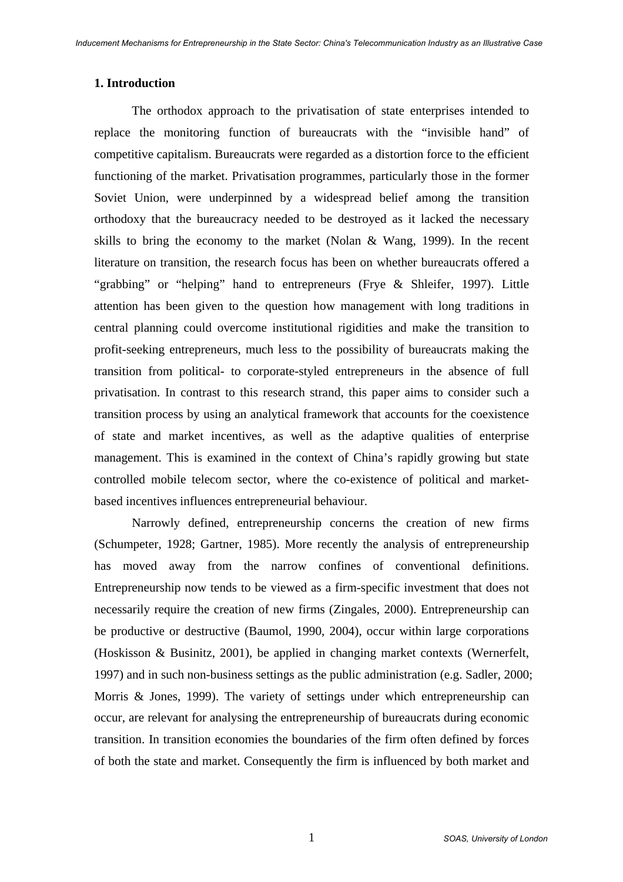## 1. Introduction

The orthodox approach to the privatisation of state enterprises intended to replace the monitoring function of bureaucrats with the "invisible hand" of competitive capitalism. Bureaucrats were regarded as a distortion force to the efficient functioning of the market. Privatisation programmes, particularly those in the former Soviet Union, were underpinned by a widespread belief among the transition orthodoxy that the bureaucracy needed to be destroyed as it lacked the necessary skills to bring the economy to the market (Nolan & Wang, 1999). In the recent literature on transition, the research focus has been on whether bureaucrats offered a "grabbing" or "helping" hand to entrepreneurs (Frye & Shleifer, 1997). Little attention has been given to the question how management with long traditions in central planning could overcome institutional rigidities and make the transition to profit-seeking entrepreneurs, much less to the possibility of bureaucrats making the transition from political- to corporate-styled entrepreneurs in the absence of full privatisation. In contrast to this research strand, this paper aims to consider such a transition process by using an analytical framework that accounts for the coexistence of state and market incentives, as well as the adaptive qualities of enterprise management. This is examined in the context of China's rapidly growing but state controlled mobile telecom sector, where the co-existence of political and market-based incentives influences entrepreneurial behaviour.

Narrowly defined, entrepreneurship concerns the creation of new firms (Schumpeter, 1928; Gartner, 1985). More recently the analysis of entrepreneurship has moved away from the narrow confines of conventional definitions. Entrepreneurship now tends to be viewed as a firm-specific investment that does not necessarily require the creation of new firms (Zingales, 2000). Entrepreneurship can be productive or destructive (Baumol, 1990, 2004), occur within large corporations (Hoskisson & Businitz, 2001), be applied in changing market contexts (Wernerfelt, 1997) and in such non-business settings as the public administration (e.g. Sadler, 2000; Morris & Jones, 1999). The variety of settings under which entrepreneurship can occur, are relevant for analysing the entrepreneurship of bureaucrats during economic transition. In transition economies the boundaries of the firm often defined by forces of both the state and market. Consequently the firm is influenced by both market and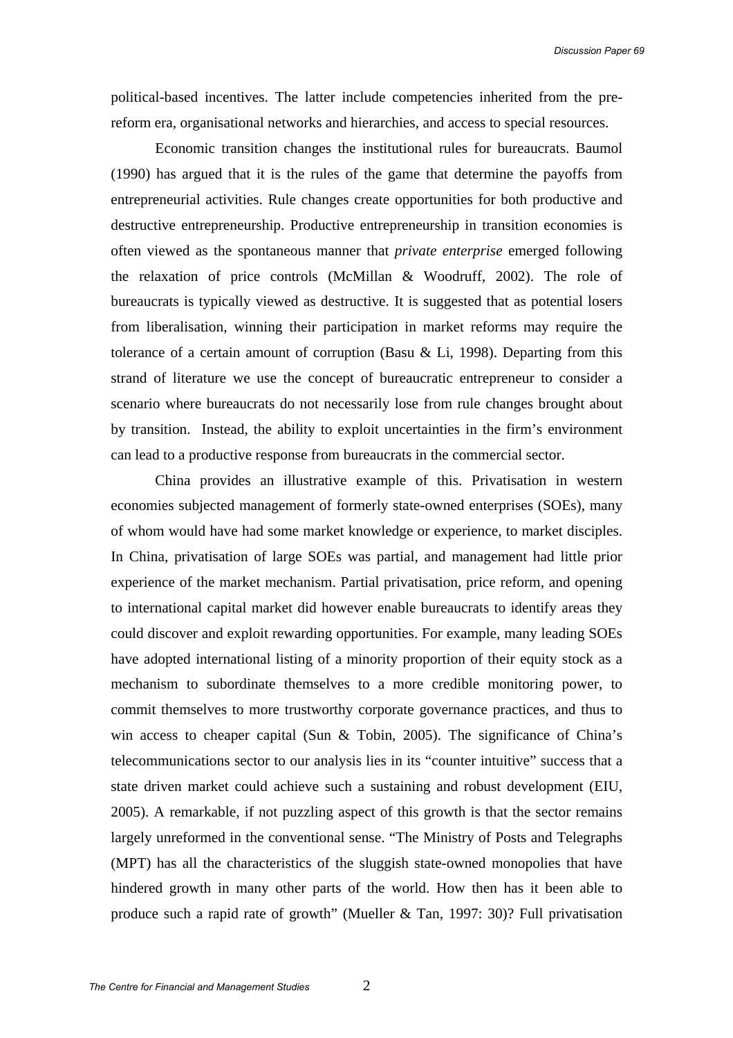political-based incentives. The latter include competencies inherited from the pre-reform era, organisational networks and hierarchies, and access to special resources.

Economic transition changes the institutional rules for bureaucrats. Baumol (1990) has argued that it is the rules of the game that determine the payoffs from entrepreneurial activities. Rule changes create opportunities for both productive and destructive entrepreneurship. Productive entrepreneurship in transition economies is often viewed as the spontaneous manner that *private enterprise* emerged following the relaxation of price controls (McMillan & Woodruff, 2002). The role of bureaucrats is typically viewed as destructive. It is suggested that as potential losers from liberalisation, winning their participation in market reforms may require the tolerance of a certain amount of corruption (Basu & Li, 1998). Departing from this strand of literature we use the concept of bureaucratic entrepreneur to consider a scenario where bureaucrats do not necessarily lose from rule changes brought about by transition. Instead, the ability to exploit uncertainties in the firm's environment can lead to a productive response from bureaucrats in the commercial sector.

China provides an illustrative example of this. Privatisation in western economies subjected management of formerly state-owned enterprises (SOEs), many of whom would have had some market knowledge or experience, to market disciples. In China, privatisation of large SOEs was partial, and management had little prior experience of the market mechanism. Partial privatisation, price reform, and opening to international capital market did however enable bureaucrats to identify areas they could discover and exploit rewarding opportunities. For example, many leading SOEs have adopted international listing of a minority proportion of their equity stock as a mechanism to subordinate themselves to a more credible monitoring power, to commit themselves to more trustworthy corporate governance practices, and thus to win access to cheaper capital (Sun & Tobin, 2005). The significance of China's telecommunications sector to our analysis lies in its "counter intuitive" success that a state driven market could achieve such a sustaining and robust development (EIU, 2005). A remarkable, if not puzzling aspect of this growth is that the sector remains largely unreformed in the conventional sense. "The Ministry of Posts and Telegraphs (MPT) has all the characteristics of the sluggish state-owned monopolies that have hindered growth in many other parts of the world. How then has it been able to produce such a rapid rate of growth" (Mueller & Tan, 1997: 30)? Full privatisation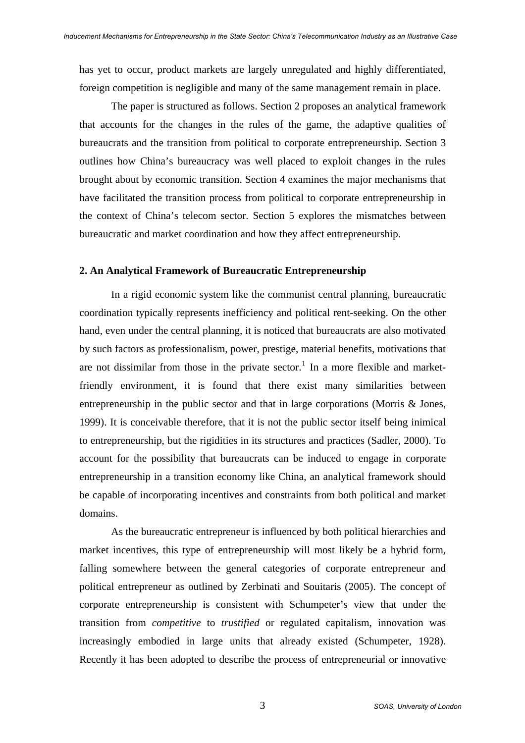has yet to occur, product markets are largely unregulated and highly differentiated, foreign competition is negligible and many of the same management remain in place.

The paper is structured as follows. Section 2 proposes an analytical framework that accounts for the changes in the rules of the game, the adaptive qualities of bureaucrats and the transition from political to corporate entrepreneurship. Section 3 outlines how China's bureaucracy was well placed to exploit changes in the rules brought about by economic transition. Section 4 examines the major mechanisms that have facilitated the transition process from political to corporate entrepreneurship in the context of China's telecom sector. Section 5 explores the mismatches between bureaucratic and market coordination and how they affect entrepreneurship.

## 2. An Analytical Framework of Bureaucratic Entrepreneurship

In a rigid economic system like the communist central planning, bureaucratic coordination typically represents inefficiency and political rent-seeking. On the other hand, even under the central planning, it is noticed that bureaucrats are also motivated by such factors as professionalism, power, prestige, material benefits, motivations that are not dissimilar from those in the private sector.[1] In a more flexible and market-friendly environment, it is found that there exist many similarities between entrepreneurship in the public sector and that in large corporations (Morris & Jones, 1999). It is conceivable therefore, that it is not the public sector itself being inimical to entrepreneurship, but the rigidities in its structures and practices (Sadler, 2000). To account for the possibility that bureaucrats can be induced to engage in corporate entrepreneurship in a transition economy like China, an analytical framework should be capable of incorporating incentives and constraints from both political and market domains.

As the bureaucratic entrepreneur is influenced by both political hierarchies and market incentives, this type of entrepreneurship will most likely be a hybrid form, falling somewhere between the general categories of corporate entrepreneur and political entrepreneur as outlined by Zerbinati and Souitaris (2005). The concept of corporate entrepreneurship is consistent with Schumpeter's view that under the transition from *competitive* to *trustified* or regulated capitalism, innovation was increasingly embodied in large units that already existed (Schumpeter, 1928). Recently it has been adopted to describe the process of entrepreneurial or innovative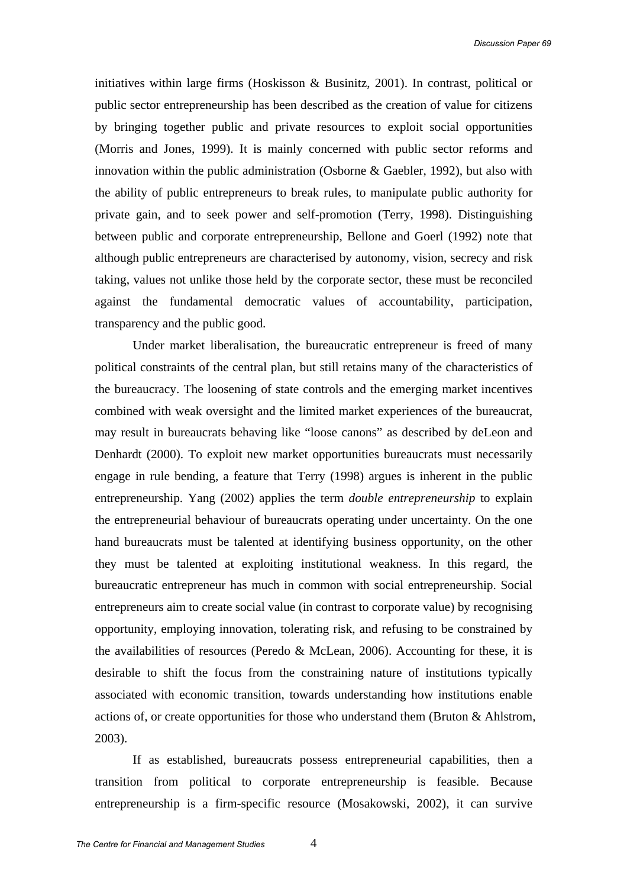initiatives within large firms (Hoskisson & Businitz, 2001). In contrast, political or public sector entrepreneurship has been described as the creation of value for citizens by bringing together public and private resources to exploit social opportunities (Morris and Jones, 1999). It is mainly concerned with public sector reforms and innovation within the public administration (Osborne & Gaebler, 1992), but also with the ability of public entrepreneurs to break rules, to manipulate public authority for private gain, and to seek power and self-promotion (Terry, 1998). Distinguishing between public and corporate entrepreneurship, Bellone and Goerl (1992) note that although public entrepreneurs are characterised by autonomy, vision, secrecy and risk taking, values not unlike those held by the corporate sector, these must be reconciled against the fundamental democratic values of accountability, participation, transparency and the public good.

Under market liberalisation, the bureaucratic entrepreneur is freed of many political constraints of the central plan, but still retains many of the characteristics of the bureaucracy. The loosening of state controls and the emerging market incentives combined with weak oversight and the limited market experiences of the bureaucrat, may result in bureaucrats behaving like "loose canons" as described by deLeon and Denhardt (2000). To exploit new market opportunities bureaucrats must necessarily engage in rule bending, a feature that Terry (1998) argues is inherent in the public entrepreneurship. Yang (2002) applies the term *double entrepreneurship* to explain the entrepreneurial behaviour of bureaucrats operating under uncertainty. On the one hand bureaucrats must be talented at identifying business opportunity, on the other they must be talented at exploiting institutional weakness. In this regard, the bureaucratic entrepreneur has much in common with social entrepreneurship. Social entrepreneurs aim to create social value (in contrast to corporate value) by recognising opportunity, employing innovation, tolerating risk, and refusing to be constrained by the availabilities of resources (Peredo & McLean, 2006). Accounting for these, it is desirable to shift the focus from the constraining nature of institutions typically associated with economic transition, towards understanding how institutions enable actions of, or create opportunities for those who understand them (Bruton & Ahlstrom, 2003).

If as established, bureaucrats possess entrepreneurial capabilities, then a transition from political to corporate entrepreneurship is feasible. Because entrepreneurship is a firm-specific resource (Mosakowski, 2002), it can survive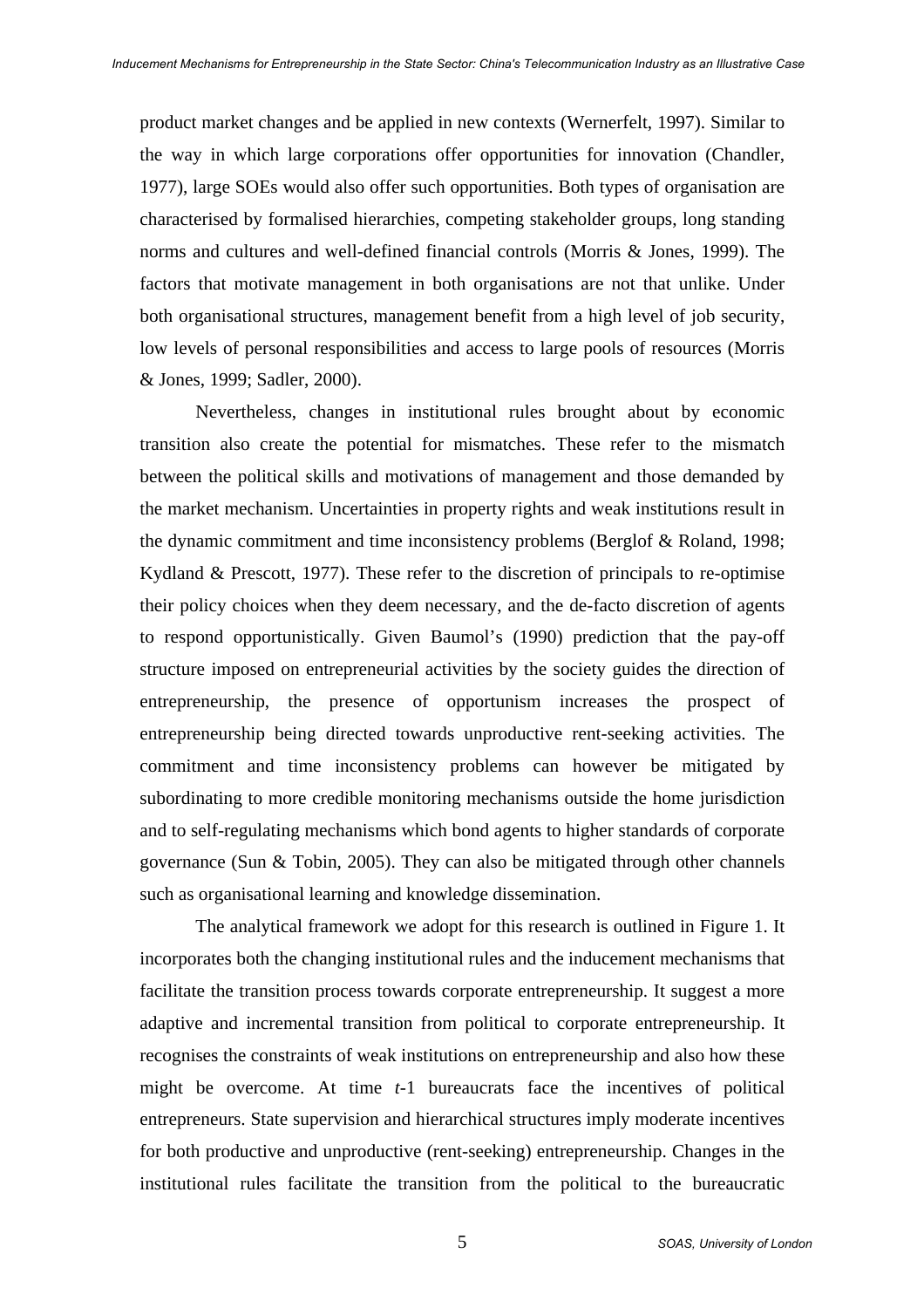product market changes and be applied in new contexts (Wernerfelt, 1997). Similar to the way in which large corporations offer opportunities for innovation (Chandler, 1977), large SOEs would also offer such opportunities. Both types of organisation are characterised by formalised hierarchies, competing stakeholder groups, long standing norms and cultures and well-defined financial controls (Morris & Jones, 1999). The factors that motivate management in both organisations are not that unlike. Under both organisational structures, management benefit from a high level of job security, low levels of personal responsibilities and access to large pools of resources (Morris & Jones, 1999; Sadler, 2000).

Nevertheless, changes in institutional rules brought about by economic transition also create the potential for mismatches. These refer to the mismatch between the political skills and motivations of management and those demanded by the market mechanism. Uncertainties in property rights and weak institutions result in the dynamic commitment and time inconsistency problems (Berglof & Roland, 1998; Kydland & Prescott, 1977). These refer to the discretion of principals to re-optimise their policy choices when they deem necessary, and the de-facto discretion of agents to respond opportunistically. Given Baumol's (1990) prediction that the pay-off structure imposed on entrepreneurial activities by the society guides the direction of entrepreneurship, the presence of opportunism increases the prospect of entrepreneurship being directed towards unproductive rent-seeking activities. The commitment and time inconsistency problems can however be mitigated by subordinating to more credible monitoring mechanisms outside the home jurisdiction and to self-regulating mechanisms which bond agents to higher standards of corporate governance (Sun & Tobin, 2005). They can also be mitigated through other channels such as organisational learning and knowledge dissemination.

The analytical framework we adopt for this research is outlined in Figure 1. It incorporates both the changing institutional rules and the inducement mechanisms that facilitate the transition process towards corporate entrepreneurship. It suggest a more adaptive and incremental transition from political to corporate entrepreneurship. It recognises the constraints of weak institutions on entrepreneurship and also how these might be overcome. At time *t*-1 bureaucrats face the incentives of political entrepreneurs. State supervision and hierarchical structures imply moderate incentives for both productive and unproductive (rent-seeking) entrepreneurship. Changes in the institutional rules facilitate the transition from the political to the bureaucratic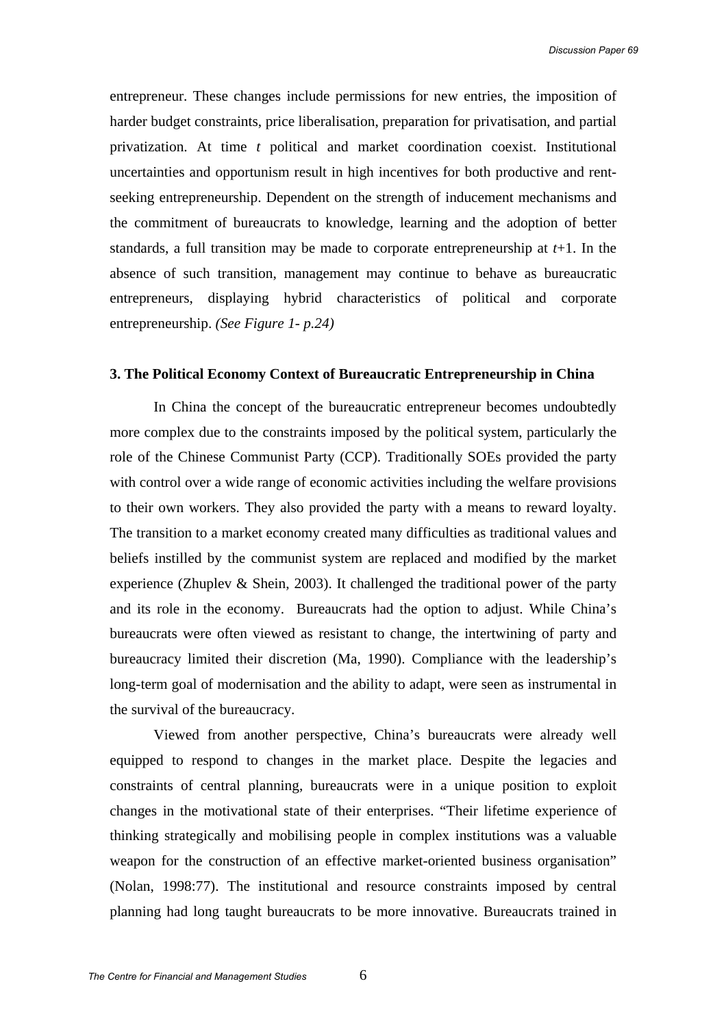entrepreneur. These changes include permissions for new entries, the imposition of harder budget constraints, price liberalisation, preparation for privatisation, and partial privatization. At time $t$ political and market coordination coexist. Institutional uncertainties and opportunism result in high incentives for both productive and rent-seeking entrepreneurship. Dependent on the strength of inducement mechanisms and the commitment of bureaucrats to knowledge, learning and the adoption of better standards, a full transition may be made to corporate entrepreneurship at $t+1$. In the absence of such transition, management may continue to behave as bureaucratic entrepreneurs, displaying hybrid characteristics of political and corporate entrepreneurship. *(See Figure 1- p.24)*

### 3. The Political Economy Context of Bureaucratic Entrepreneurship in China

In China the concept of the bureaucratic entrepreneur becomes undoubtedly more complex due to the constraints imposed by the political system, particularly the role of the Chinese Communist Party (CCP). Traditionally SOEs provided the party with control over a wide range of economic activities including the welfare provisions to their own workers. They also provided the party with a means to reward loyalty. The transition to a market economy created many difficulties as traditional values and beliefs instilled by the communist system are replaced and modified by the market experience (Zhuplev & Shein, 2003). It challenged the traditional power of the party and its role in the economy. Bureaucrats had the option to adjust. While China's bureaucrats were often viewed as resistant to change, the intertwining of party and bureaucracy limited their discretion (Ma, 1990). Compliance with the leadership's long-term goal of modernisation and the ability to adapt, were seen as instrumental in the survival of the bureaucracy.

Viewed from another perspective, China's bureaucrats were already well equipped to respond to changes in the market place. Despite the legacies and constraints of central planning, bureaucrats were in a unique position to exploit changes in the motivational state of their enterprises. "Their lifetime experience of thinking strategically and mobilising people in complex institutions was a valuable weapon for the construction of an effective market-oriented business organisation" (Nolan, 1998:77). The institutional and resource constraints imposed by central planning had long taught bureaucrats to be more innovative. Bureaucrats trained in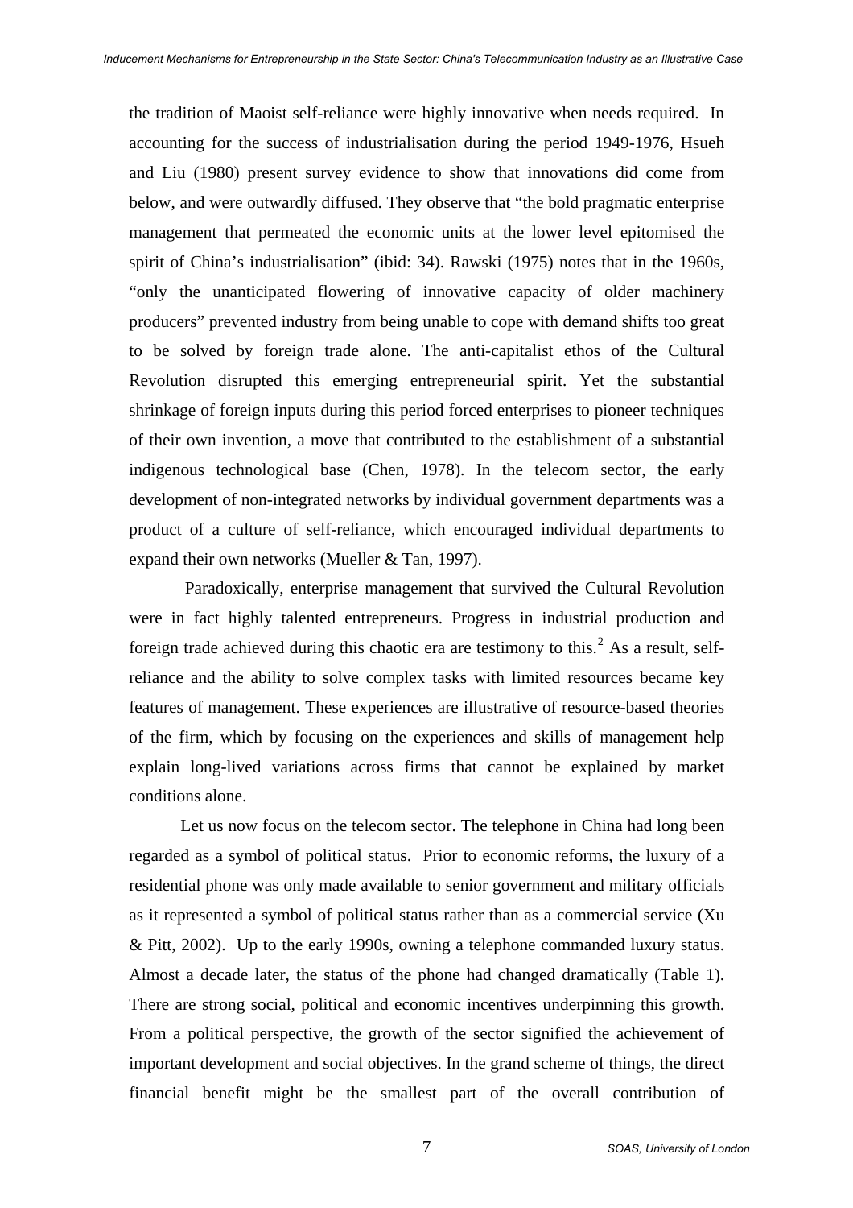the tradition of Maoist self-reliance were highly innovative when needs required. In accounting for the success of industrialisation during the period 1949-1976, Hsueh and Liu (1980) present survey evidence to show that innovations did come from below, and were outwardly diffused. They observe that "the bold pragmatic enterprise management that permeated the economic units at the lower level epitomised the spirit of China's industrialisation" (ibid: 34). Rawski (1975) notes that in the 1960s, "only the unanticipated flowering of innovative capacity of older machinery producers" prevented industry from being unable to cope with demand shifts too great to be solved by foreign trade alone. The anti-capitalist ethos of the Cultural Revolution disrupted this emerging entrepreneurial spirit. Yet the substantial shrinkage of foreign inputs during this period forced enterprises to pioneer techniques of their own invention, a move that contributed to the establishment of a substantial indigenous technological base (Chen, 1978). In the telecom sector, the early development of non-integrated networks by individual government departments was a product of a culture of self-reliance, which encouraged individual departments to expand their own networks (Mueller & Tan, 1997).

Paradoxically, enterprise management that survived the Cultural Revolution were in fact highly talented entrepreneurs. Progress in industrial production and foreign trade achieved during this chaotic era are testimony to this.[2] As a result, self-reliance and the ability to solve complex tasks with limited resources became key features of management. These experiences are illustrative of resource-based theories of the firm, which by focusing on the experiences and skills of management help explain long-lived variations across firms that cannot be explained by market conditions alone.

Let us now focus on the telecom sector. The telephone in China had long been regarded as a symbol of political status. Prior to economic reforms, the luxury of a residential phone was only made available to senior government and military officials as it represented a symbol of political status rather than as a commercial service (Xu & Pitt, 2002). Up to the early 1990s, owning a telephone commanded luxury status. Almost a decade later, the status of the phone had changed dramatically (Table 1). There are strong social, political and economic incentives underpinning this growth. From a political perspective, the growth of the sector signified the achievement of important development and social objectives. In the grand scheme of things, the direct financial benefit might be the smallest part of the overall contribution of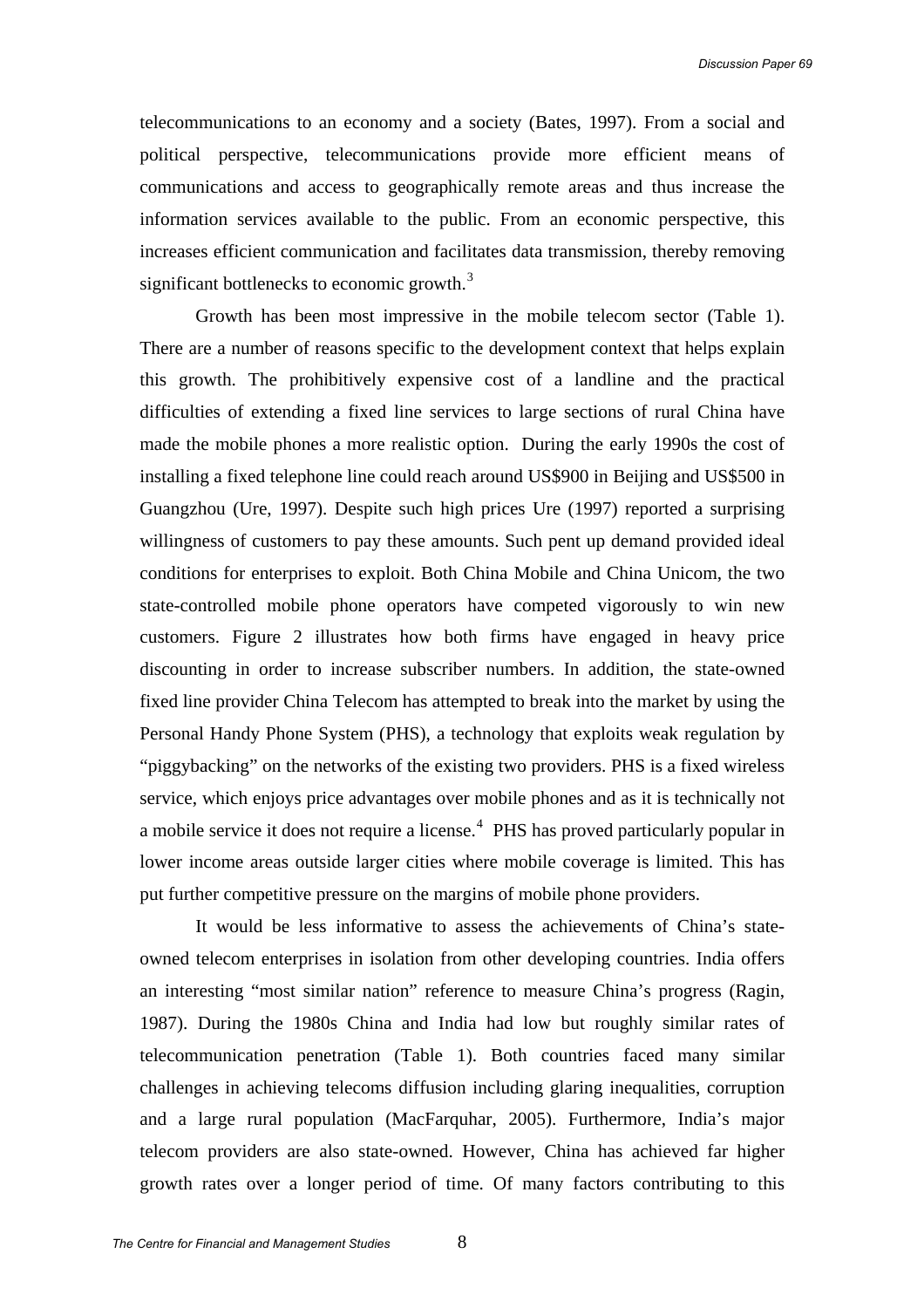telecommunications to an economy and a society (Bates, 1997). From a social and political perspective, telecommunications provide more efficient means of communications and access to geographically remote areas and thus increase the information services available to the public. From an economic perspective, this increases efficient communication and facilitates data transmission, thereby removing significant bottlenecks to economic growth.[3]

Growth has been most impressive in the mobile telecom sector (Table 1). There are a number of reasons specific to the development context that helps explain this growth. The prohibitively expensive cost of a landline and the practical difficulties of extending a fixed line services to large sections of rural China have made the mobile phones a more realistic option. During the early 1990s the cost of installing a fixed telephone line could reach around US$900 in Beijing and US$500 in Guangzhou (Ure, 1997). Despite such high prices Ure (1997) reported a surprising willingness of customers to pay these amounts. Such pent up demand provided ideal conditions for enterprises to exploit. Both China Mobile and China Unicom, the two state-controlled mobile phone operators have competed vigorously to win new customers. Figure 2 illustrates how both firms have engaged in heavy price discounting in order to increase subscriber numbers. In addition, the state-owned fixed line provider China Telecom has attempted to break into the market by using the Personal Handy Phone System (PHS), a technology that exploits weak regulation by "piggybacking" on the networks of the existing two providers. PHS is a fixed wireless service, which enjoys price advantages over mobile phones and as it is technically not a mobile service it does not require a license.[4] PHS has proved particularly popular in lower income areas outside larger cities where mobile coverage is limited. This has put further competitive pressure on the margins of mobile phone providers.

It would be less informative to assess the achievements of China's state-owned telecom enterprises in isolation from other developing countries. India offers an interesting "most similar nation" reference to measure China's progress (Ragin, 1987). During the 1980s China and India had low but roughly similar rates of telecommunication penetration (Table 1). Both countries faced many similar challenges in achieving telecoms diffusion including glaring inequalities, corruption and a large rural population (MacFarquhar, 2005). Furthermore, India's major telecom providers are also state-owned. However, China has achieved far higher growth rates over a longer period of time. Of many factors contributing to this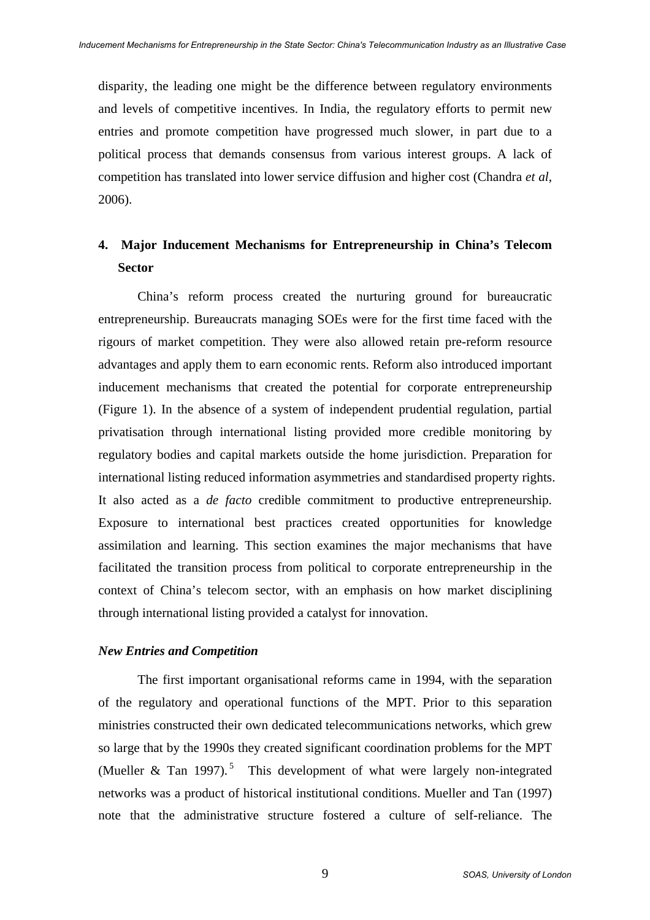disparity, the leading one might be the difference between regulatory environments and levels of competitive incentives. In India, the regulatory efforts to permit new entries and promote competition have progressed much slower, in part due to a political process that demands consensus from various interest groups. A lack of competition has translated into lower service diffusion and higher cost (Chandra *et al*, 2006).

## 4. Major Inducement Mechanisms for Entrepreneurship in China's Telecom Sector

China's reform process created the nurturing ground for bureaucratic entrepreneurship. Bureaucrats managing SOEs were for the first time faced with the rigours of market competition. They were also allowed retain pre-reform resource advantages and apply them to earn economic rents. Reform also introduced important inducement mechanisms that created the potential for corporate entrepreneurship (Figure 1). In the absence of a system of independent prudential regulation, partial privatisation through international listing provided more credible monitoring by regulatory bodies and capital markets outside the home jurisdiction. Preparation for international listing reduced information asymmetries and standardised property rights. It also acted as a *de facto* credible commitment to productive entrepreneurship. Exposure to international best practices created opportunities for knowledge assimilation and learning. This section examines the major mechanisms that have facilitated the transition process from political to corporate entrepreneurship in the context of China's telecom sector, with an emphasis on how market disciplining through international listing provided a catalyst for innovation.

### *New Entries and Competition*

The first important organisational reforms came in 1994, with the separation of the regulatory and operational functions of the MPT. Prior to this separation ministries constructed their own dedicated telecommunications networks, which grew so large that by the 1990s they created significant coordination problems for the MPT (Mueller & Tan 1997).[5] This development of what were largely non-integrated networks was a product of historical institutional conditions. Mueller and Tan (1997) note that the administrative structure fostered a culture of self-reliance. The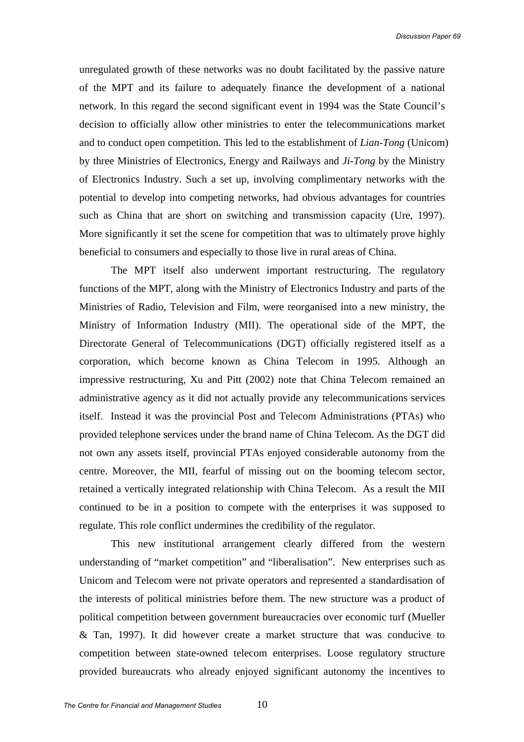unregulated growth of these networks was no doubt facilitated by the passive nature of the MPT and its failure to adequately finance the development of a national network. In this regard the second significant event in 1994 was the State Council's decision to officially allow other ministries to enter the telecommunications market and to conduct open competition. This led to the establishment of *Lian-Tong* (Unicom) by three Ministries of Electronics, Energy and Railways and *Ji-Tong* by the Ministry of Electronics Industry. Such a set up, involving complimentary networks with the potential to develop into competing networks, had obvious advantages for countries such as China that are short on switching and transmission capacity (Ure, 1997). More significantly it set the scene for competition that was to ultimately prove highly beneficial to consumers and especially to those live in rural areas of China.

The MPT itself also underwent important restructuring. The regulatory functions of the MPT, along with the Ministry of Electronics Industry and parts of the Ministries of Radio, Television and Film, were reorganised into a new ministry, the Ministry of Information Industry (MII). The operational side of the MPT, the Directorate General of Telecommunications (DGT) officially registered itself as a corporation, which become known as China Telecom in 1995. Although an impressive restructuring, Xu and Pitt (2002) note that China Telecom remained an administrative agency as it did not actually provide any telecommunications services itself. Instead it was the provincial Post and Telecom Administrations (PTAs) who provided telephone services under the brand name of China Telecom. As the DGT did not own any assets itself, provincial PTAs enjoyed considerable autonomy from the centre. Moreover, the MII, fearful of missing out on the booming telecom sector, retained a vertically integrated relationship with China Telecom. As a result the MII continued to be in a position to compete with the enterprises it was supposed to regulate. This role conflict undermines the credibility of the regulator.

This new institutional arrangement clearly differed from the western understanding of "market competition" and "liberalisation". New enterprises such as Unicom and Telecom were not private operators and represented a standardisation of the interests of political ministries before them. The new structure was a product of political competition between government bureaucracies over economic turf (Mueller & Tan, 1997). It did however create a market structure that was conducive to competition between state-owned telecom enterprises. Loose regulatory structure provided bureaucrats who already enjoyed significant autonomy the incentives to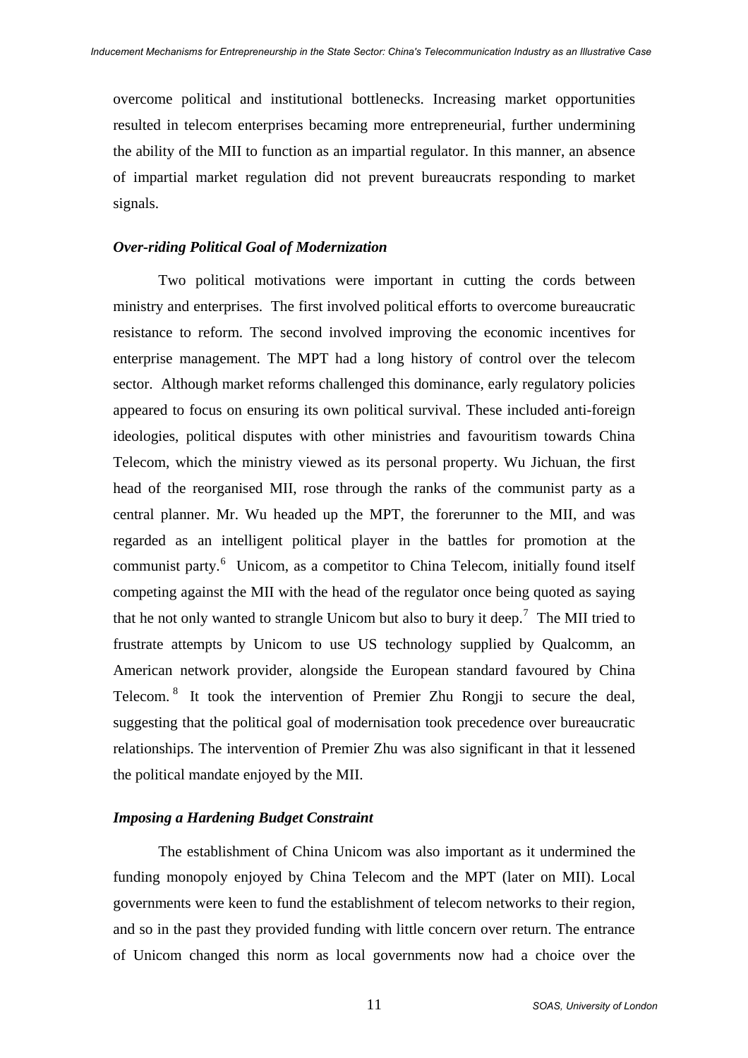overcome political and institutional bottlenecks. Increasing market opportunities resulted in telecom enterprises becaming more entrepreneurial, further undermining the ability of the MII to function as an impartial regulator. In this manner, an absence of impartial market regulation did not prevent bureaucrats responding to market signals.

### *Over-riding Political Goal of Modernization*

Two political motivations were important in cutting the cords between ministry and enterprises. The first involved political efforts to overcome bureaucratic resistance to reform. The second involved improving the economic incentives for enterprise management. The MPT had a long history of control over the telecom sector. Although market reforms challenged this dominance, early regulatory policies appeared to focus on ensuring its own political survival. These included anti-foreign ideologies, political disputes with other ministries and favouritism towards China Telecom, which the ministry viewed as its personal property. Wu Jichuan, the first head of the reorganised MII, rose through the ranks of the communist party as a central planner. Mr. Wu headed up the MPT, the forerunner to the MII, and was regarded as an intelligent political player in the battles for promotion at the communist party.[6] Unicom, as a competitor to China Telecom, initially found itself competing against the MII with the head of the regulator once being quoted as saying that he not only wanted to strangle Unicom but also to bury it deep.[7] The MII tried to frustrate attempts by Unicom to use US technology supplied by Qualcomm, an American network provider, alongside the European standard favoured by China Telecom.[8] It took the intervention of Premier Zhu Rongji to secure the deal, suggesting that the political goal of modernisation took precedence over bureaucratic relationships. The intervention of Premier Zhu was also significant in that it lessened the political mandate enjoyed by the MII.

### *Imposing a Hardening Budget Constraint*

The establishment of China Unicom was also important as it undermined the funding monopoly enjoyed by China Telecom and the MPT (later on MII). Local governments were keen to fund the establishment of telecom networks to their region, and so in the past they provided funding with little concern over return. The entrance of Unicom changed this norm as local governments now had a choice over the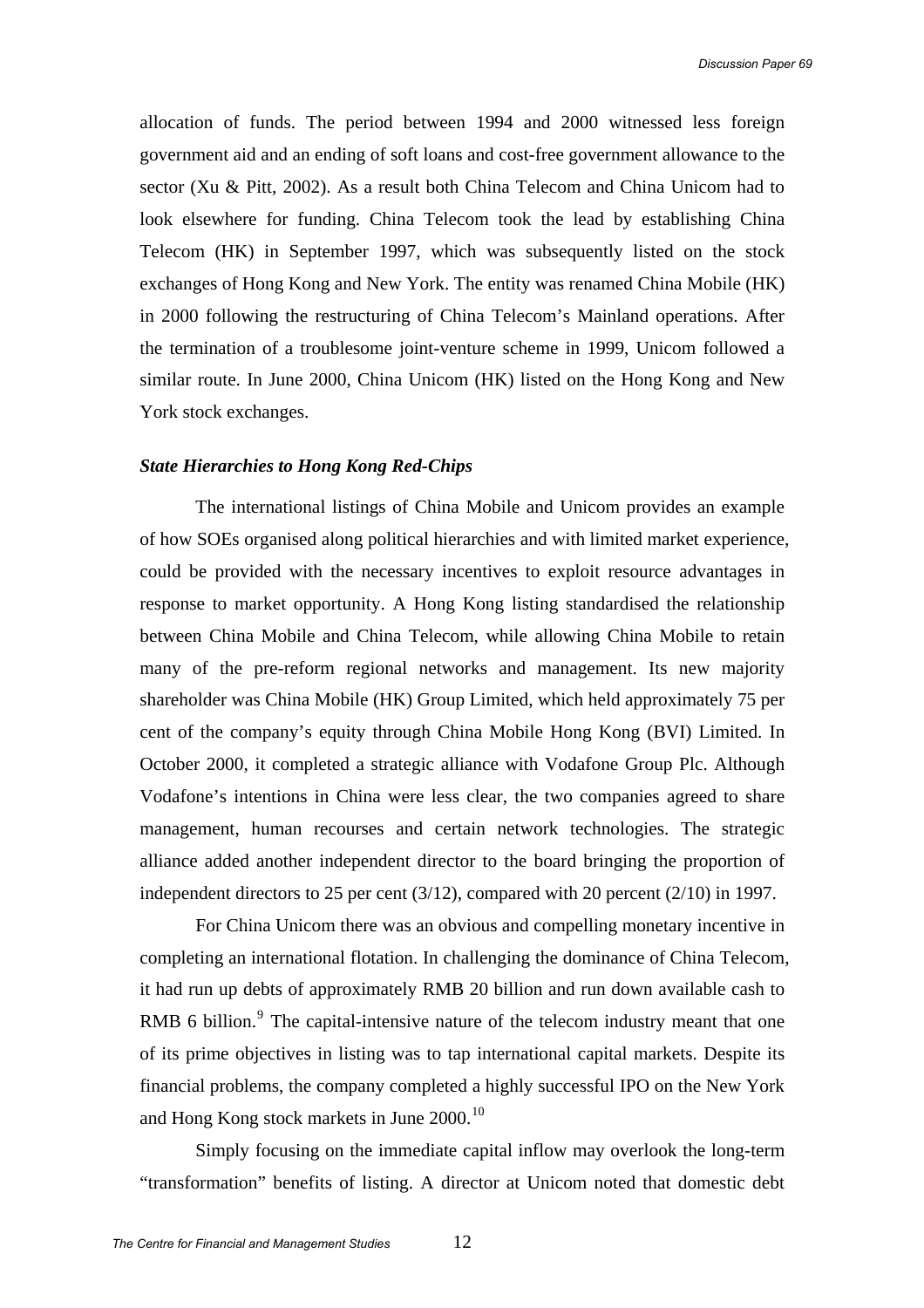allocation of funds. The period between 1994 and 2000 witnessed less foreign government aid and an ending of soft loans and cost-free government allowance to the sector (Xu & Pitt, 2002). As a result both China Telecom and China Unicom had to look elsewhere for funding. China Telecom took the lead by establishing China Telecom (HK) in September 1997, which was subsequently listed on the stock exchanges of Hong Kong and New York. The entity was renamed China Mobile (HK) in 2000 following the restructuring of China Telecom's Mainland operations. After the termination of a troublesome joint-venture scheme in 1999, Unicom followed a similar route. In June 2000, China Unicom (HK) listed on the Hong Kong and New York stock exchanges.

### *State Hierarchies to Hong Kong Red-Chips*

The international listings of China Mobile and Unicom provides an example of how SOEs organised along political hierarchies and with limited market experience, could be provided with the necessary incentives to exploit resource advantages in response to market opportunity. A Hong Kong listing standardised the relationship between China Mobile and China Telecom, while allowing China Mobile to retain many of the pre-reform regional networks and management. Its new majority shareholder was China Mobile (HK) Group Limited, which held approximately 75 per cent of the company's equity through China Mobile Hong Kong (BVI) Limited. In October 2000, it completed a strategic alliance with Vodafone Group Plc. Although Vodafone's intentions in China were less clear, the two companies agreed to share management, human recourses and certain network technologies. The strategic alliance added another independent director to the board bringing the proportion of independent directors to 25 per cent (3/12), compared with 20 percent (2/10) in 1997.

For China Unicom there was an obvious and compelling monetary incentive in completing an international flotation. In challenging the dominance of China Telecom, it had run up debts of approximately RMB 20 billion and run down available cash to RMB 6 billion.[9] The capital-intensive nature of the telecom industry meant that one of its prime objectives in listing was to tap international capital markets. Despite its financial problems, the company completed a highly successful IPO on the New York and Hong Kong stock markets in June 2000.[10]

Simply focusing on the immediate capital inflow may overlook the long-term "transformation" benefits of listing. A director at Unicom noted that domestic debt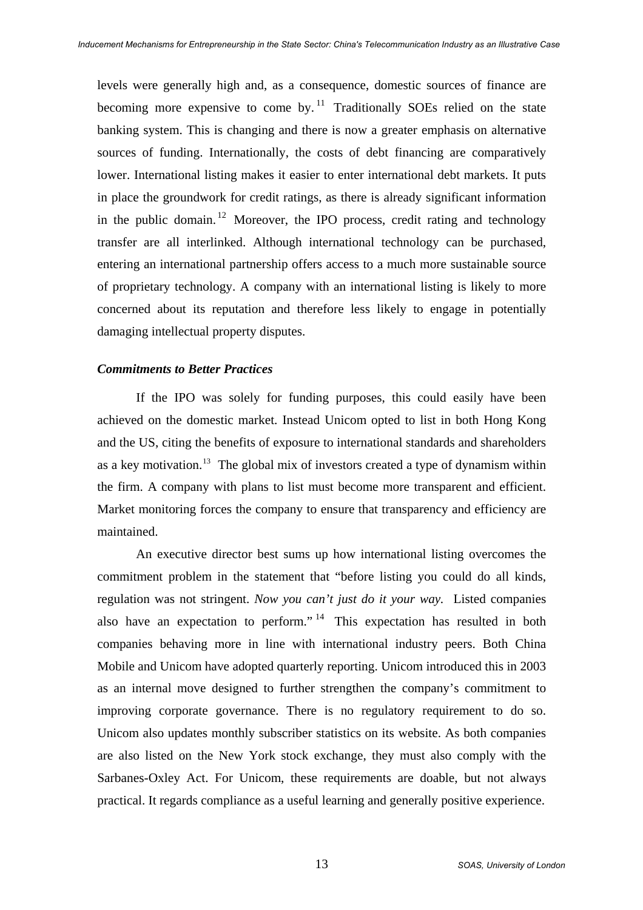levels were generally high and, as a consequence, domestic sources of finance are becoming more expensive to come by.[11] Traditionally SOEs relied on the state banking system. This is changing and there is now a greater emphasis on alternative sources of funding. Internationally, the costs of debt financing are comparatively lower. International listing makes it easier to enter international debt markets. It puts in place the groundwork for credit ratings, as there is already significant information in the public domain.[12] Moreover, the IPO process, credit rating and technology transfer are all interlinked. Although international technology can be purchased, entering an international partnership offers access to a much more sustainable source of proprietary technology. A company with an international listing is likely to more concerned about its reputation and therefore less likely to engage in potentially damaging intellectual property disputes.

### *Commitments to Better Practices*

If the IPO was solely for funding purposes, this could easily have been achieved on the domestic market. Instead Unicom opted to list in both Hong Kong and the US, citing the benefits of exposure to international standards and shareholders as a key motivation.[13] The global mix of investors created a type of dynamism within the firm. A company with plans to list must become more transparent and efficient. Market monitoring forces the company to ensure that transparency and efficiency are maintained.

An executive director best sums up how international listing overcomes the commitment problem in the statement that "before listing you could do all kinds, regulation was not stringent. *Now you can't just do it your way.* Listed companies also have an expectation to perform."[14] This expectation has resulted in both companies behaving more in line with international industry peers. Both China Mobile and Unicom have adopted quarterly reporting. Unicom introduced this in 2003 as an internal move designed to further strengthen the company's commitment to improving corporate governance. There is no regulatory requirement to do so. Unicom also updates monthly subscriber statistics on its website. As both companies are also listed on the New York stock exchange, they must also comply with the Sarbanes-Oxley Act. For Unicom, these requirements are doable, but not always practical. It regards compliance as a useful learning and generally positive experience.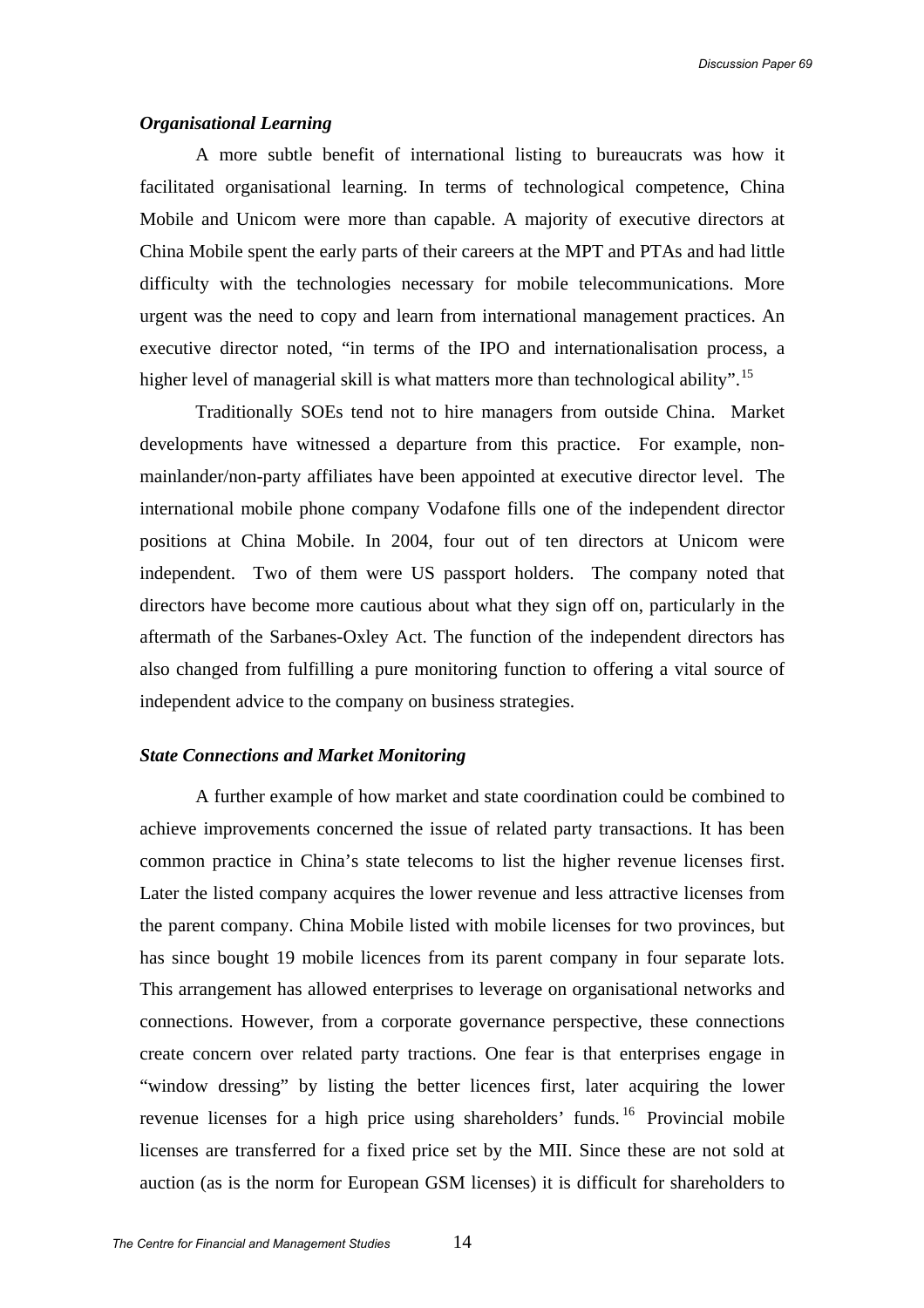### *Organisational Learning*

A more subtle benefit of international listing to bureaucrats was how it facilitated organisational learning. In terms of technological competence, China Mobile and Unicom were more than capable. A majority of executive directors at China Mobile spent the early parts of their careers at the MPT and PTAs and had little difficulty with the technologies necessary for mobile telecommunications. More urgent was the need to copy and learn from international management practices. An executive director noted, "in terms of the IPO and internationalisation process, a higher level of managerial skill is what matters more than technological ability".[15]

Traditionally SOEs tend not to hire managers from outside China. Market developments have witnessed a departure from this practice. For example, non-mainlander/non-party affiliates have been appointed at executive director level. The international mobile phone company Vodafone fills one of the independent director positions at China Mobile. In 2004, four out of ten directors at Unicom were independent. Two of them were US passport holders. The company noted that directors have become more cautious about what they sign off on, particularly in the aftermath of the Sarbanes-Oxley Act. The function of the independent directors has also changed from fulfilling a pure monitoring function to offering a vital source of independent advice to the company on business strategies.

### *State Connections and Market Monitoring*

A further example of how market and state coordination could be combined to achieve improvements concerned the issue of related party transactions. It has been common practice in China's state telecoms to list the higher revenue licenses first. Later the listed company acquires the lower revenue and less attractive licenses from the parent company. China Mobile listed with mobile licenses for two provinces, but has since bought 19 mobile licences from its parent company in four separate lots. This arrangement has allowed enterprises to leverage on organisational networks and connections. However, from a corporate governance perspective, these connections create concern over related party tractions. One fear is that enterprises engage in "window dressing" by listing the better licences first, later acquiring the lower revenue licenses for a high price using shareholders' funds.[16] Provincial mobile licenses are transferred for a fixed price set by the MII. Since these are not sold at auction (as is the norm for European GSM licenses) it is difficult for shareholders to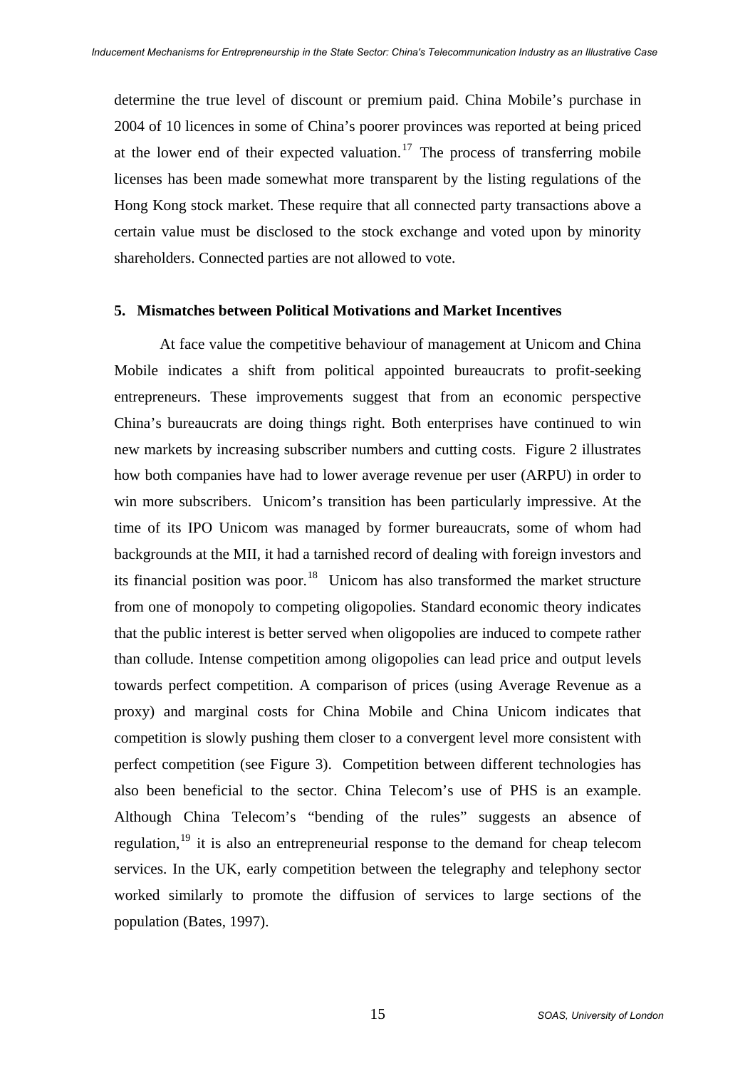determine the true level of discount or premium paid. China Mobile's purchase in 2004 of 10 licences in some of China's poorer provinces was reported at being priced at the lower end of their expected valuation.[17] The process of transferring mobile licenses has been made somewhat more transparent by the listing regulations of the Hong Kong stock market. These require that all connected party transactions above a certain value must be disclosed to the stock exchange and voted upon by minority shareholders. Connected parties are not allowed to vote.

## 5. Mismatches between Political Motivations and Market Incentives

At face value the competitive behaviour of management at Unicom and China Mobile indicates a shift from political appointed bureaucrats to profit-seeking entrepreneurs. These improvements suggest that from an economic perspective China's bureaucrats are doing things right. Both enterprises have continued to win new markets by increasing subscriber numbers and cutting costs. Figure 2 illustrates how both companies have had to lower average revenue per user (ARPU) in order to win more subscribers. Unicom's transition has been particularly impressive. At the time of its IPO Unicom was managed by former bureaucrats, some of whom had backgrounds at the MII, it had a tarnished record of dealing with foreign investors and its financial position was poor.[18] Unicom has also transformed the market structure from one of monopoly to competing oligopolies. Standard economic theory indicates that the public interest is better served when oligopolies are induced to compete rather than collude. Intense competition among oligopolies can lead price and output levels towards perfect competition. A comparison of prices (using Average Revenue as a proxy) and marginal costs for China Mobile and China Unicom indicates that competition is slowly pushing them closer to a convergent level more consistent with perfect competition (see Figure 3). Competition between different technologies has also been beneficial to the sector. China Telecom's use of PHS is an example. Although China Telecom's "bending of the rules" suggests an absence of regulation,[19] it is also an entrepreneurial response to the demand for cheap telecom services. In the UK, early competition between the telegraphy and telephony sector worked similarly to promote the diffusion of services to large sections of the population (Bates, 1997).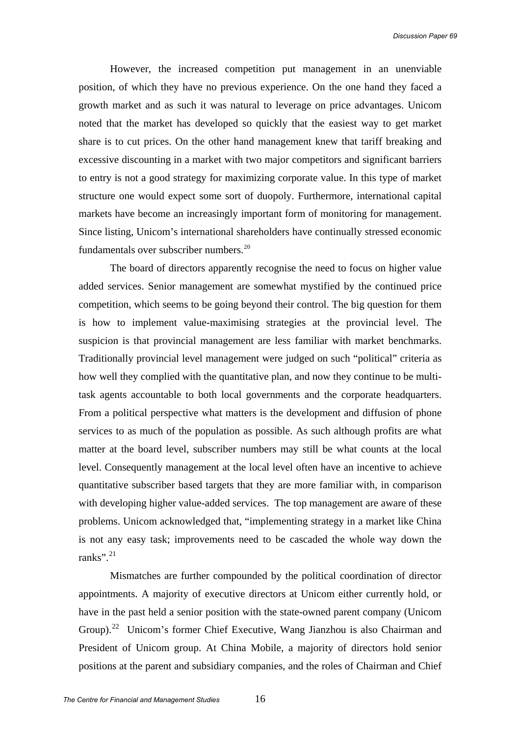However, the increased competition put management in an unenviable position, of which they have no previous experience. On the one hand they faced a growth market and as such it was natural to leverage on price advantages. Unicom noted that the market has developed so quickly that the easiest way to get market share is to cut prices. On the other hand management knew that tariff breaking and excessive discounting in a market with two major competitors and significant barriers to entry is not a good strategy for maximizing corporate value. In this type of market structure one would expect some sort of duopoly. Furthermore, international capital markets have become an increasingly important form of monitoring for management. Since listing, Unicom's international shareholders have continually stressed economic fundamentals over subscriber numbers.[20]

The board of directors apparently recognise the need to focus on higher value added services. Senior management are somewhat mystified by the continued price competition, which seems to be going beyond their control. The big question for them is how to implement value-maximising strategies at the provincial level. The suspicion is that provincial management are less familiar with market benchmarks. Traditionally provincial level management were judged on such "political" criteria as how well they complied with the quantitative plan, and now they continue to be multi-task agents accountable to both local governments and the corporate headquarters. From a political perspective what matters is the development and diffusion of phone services to as much of the population as possible. As such although profits are what matter at the board level, subscriber numbers may still be what counts at the local level. Consequently management at the local level often have an incentive to achieve quantitative subscriber based targets that they are more familiar with, in comparison with developing higher value-added services. The top management are aware of these problems. Unicom acknowledged that, "implementing strategy in a market like China is not any easy task; improvements need to be cascaded the whole way down the ranks".[21]

Mismatches are further compounded by the political coordination of director appointments. A majority of executive directors at Unicom either currently hold, or have in the past held a senior position with the state-owned parent company (Unicom Group).[22] Unicom's former Chief Executive, Wang Jianzhou is also Chairman and President of Unicom group. At China Mobile, a majority of directors hold senior positions at the parent and subsidiary companies, and the roles of Chairman and Chief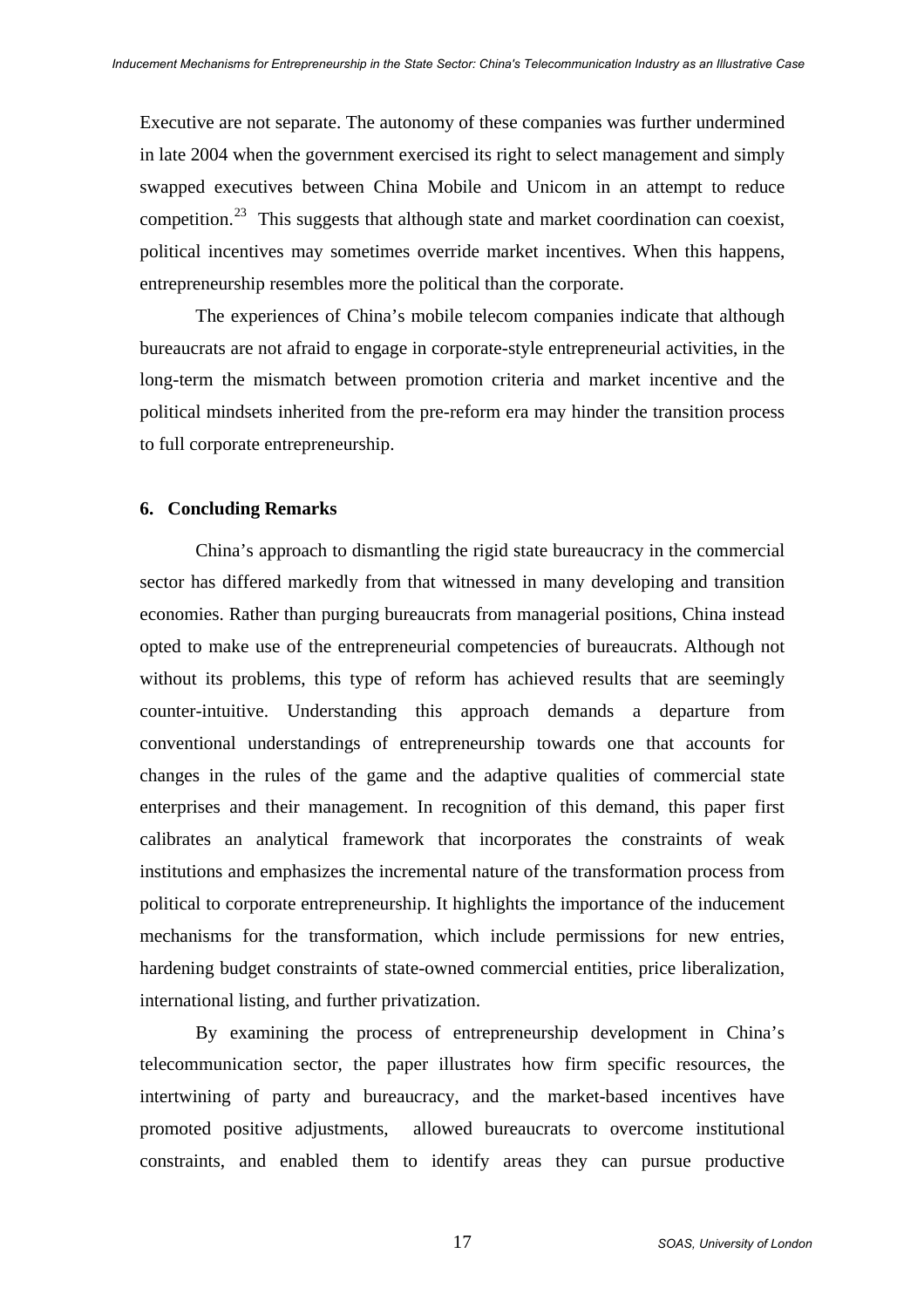Executive are not separate. The autonomy of these companies was further undermined in late 2004 when the government exercised its right to select management and simply swapped executives between China Mobile and Unicom in an attempt to reduce competition.[23] This suggests that although state and market coordination can coexist, political incentives may sometimes override market incentives. When this happens, entrepreneurship resembles more the political than the corporate.

The experiences of China's mobile telecom companies indicate that although bureaucrats are not afraid to engage in corporate-style entrepreneurial activities, in the long-term the mismatch between promotion criteria and market incentive and the political mindsets inherited from the pre-reform era may hinder the transition process to full corporate entrepreneurship.

## 6. Concluding Remarks

China's approach to dismantling the rigid state bureaucracy in the commercial sector has differed markedly from that witnessed in many developing and transition economies. Rather than purging bureaucrats from managerial positions, China instead opted to make use of the entrepreneurial competencies of bureaucrats. Although not without its problems, this type of reform has achieved results that are seemingly counter-intuitive. Understanding this approach demands a departure from conventional understandings of entrepreneurship towards one that accounts for changes in the rules of the game and the adaptive qualities of commercial state enterprises and their management. In recognition of this demand, this paper first calibrates an analytical framework that incorporates the constraints of weak institutions and emphasizes the incremental nature of the transformation process from political to corporate entrepreneurship. It highlights the importance of the inducement mechanisms for the transformation, which include permissions for new entries, hardening budget constraints of state-owned commercial entities, price liberalization, international listing, and further privatization.

By examining the process of entrepreneurship development in China's telecommunication sector, the paper illustrates how firm specific resources, the intertwining of party and bureaucracy, and the market-based incentives have promoted positive adjustments, allowed bureaucrats to overcome institutional constraints, and enabled them to identify areas they can pursue productive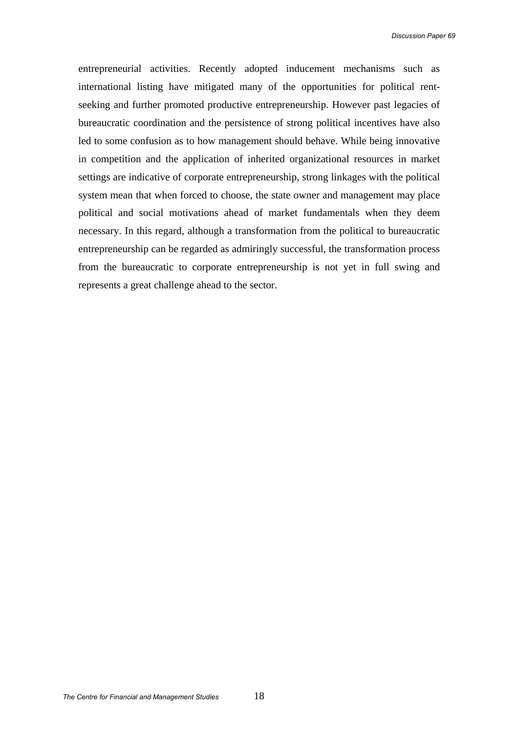entrepreneurial activities. Recently adopted inducement mechanisms such as international listing have mitigated many of the opportunities for political rent-seeking and further promoted productive entrepreneurship. However past legacies of bureaucratic coordination and the persistence of strong political incentives have also led to some confusion as to how management should behave. While being innovative in competition and the application of inherited organizational resources in market settings are indicative of corporate entrepreneurship, strong linkages with the political system mean that when forced to choose, the state owner and management may place political and social motivations ahead of market fundamentals when they deem necessary. In this regard, although a transformation from the political to bureaucratic entrepreneurship can be regarded as admiringly successful, the transformation process from the bureaucratic to corporate entrepreneurship is not yet in full swing and represents a great challenge ahead to the sector.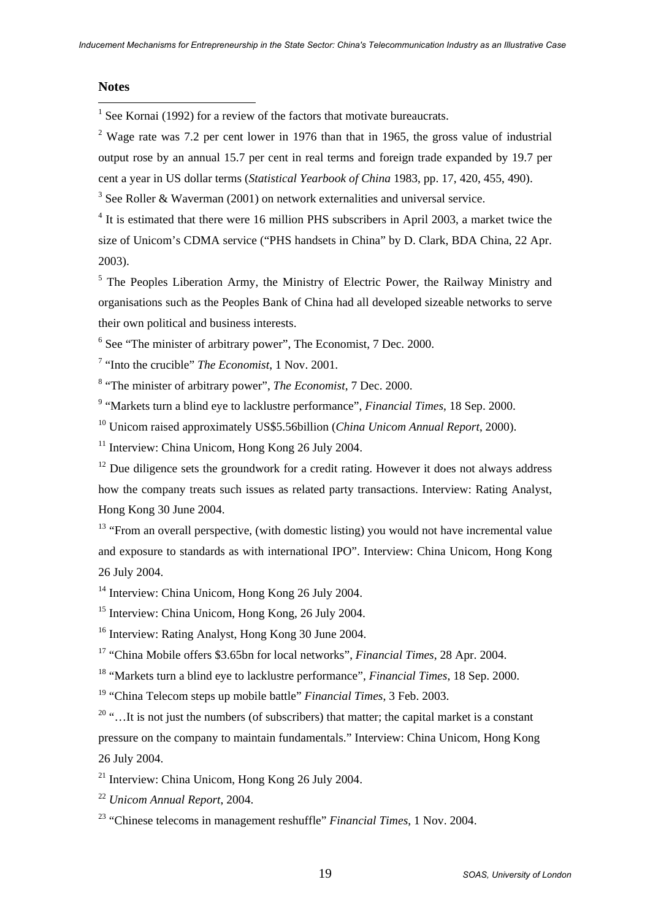## Notes

[1] See Kornai (1992) for a review of the factors that motivate bureaucrats.

[2] Wage rate was 7.2 per cent lower in 1976 than that in 1965, the gross value of industrial output rose by an annual 15.7 per cent in real terms and foreign trade expanded by 19.7 per cent a year in US dollar terms (*Statistical Yearbook of China* 1983, pp. 17, 420, 455, 490).

[3] See Roller & Waverman (2001) on network externalities and universal service.

[4] It is estimated that there were 16 million PHS subscribers in April 2003, a market twice the size of Unicom's CDMA service ("PHS handsets in China" by D. Clark, BDA China, 22 Apr. 2003).

[5] The Peoples Liberation Army, the Ministry of Electric Power, the Railway Ministry and organisations such as the Peoples Bank of China had all developed sizeable networks to serve their own political and business interests.

[6] See "The minister of arbitrary power", The Economist, 7 Dec. 2000.

[7] "Into the crucible" *The Economist*, 1 Nov. 2001.

[8] "The minister of arbitrary power", *The Economist*, 7 Dec. 2000.

[9] "Markets turn a blind eye to lacklustre performance", *Financial Times*, 18 Sep. 2000.

[10] Unicom raised approximately US$5.56billion (*China Unicom Annual Report*, 2000).

[11] Interview: China Unicom, Hong Kong 26 July 2004.

[12] Due diligence sets the groundwork for a credit rating. However it does not always address how the company treats such issues as related party transactions. Interview: Rating Analyst, Hong Kong 30 June 2004.

[13] "From an overall perspective, (with domestic listing) you would not have incremental value and exposure to standards as with international IPO". Interview: China Unicom, Hong Kong 26 July 2004.

[14] Interview: China Unicom, Hong Kong 26 July 2004.

[15] Interview: China Unicom, Hong Kong, 26 July 2004.

[16] Interview: Rating Analyst, Hong Kong 30 June 2004.

[17] "China Mobile offers $3.65bn for local networks", *Financial Times*, 28 Apr. 2004.

[18] "Markets turn a blind eye to lacklustre performance", *Financial Times*, 18 Sep. 2000.

[19] "China Telecom steps up mobile battle" *Financial Times*, 3 Feb. 2003.

[20] "…It is not just the numbers (of subscribers) that matter; the capital market is a constant pressure on the company to maintain fundamentals." Interview: China Unicom, Hong Kong 26 July 2004.

[21] Interview: China Unicom, Hong Kong 26 July 2004.

[22] *Unicom Annual Report*, 2004.

[23] "Chinese telecoms in management reshuffle" *Financial Times*, 1 Nov. 2004.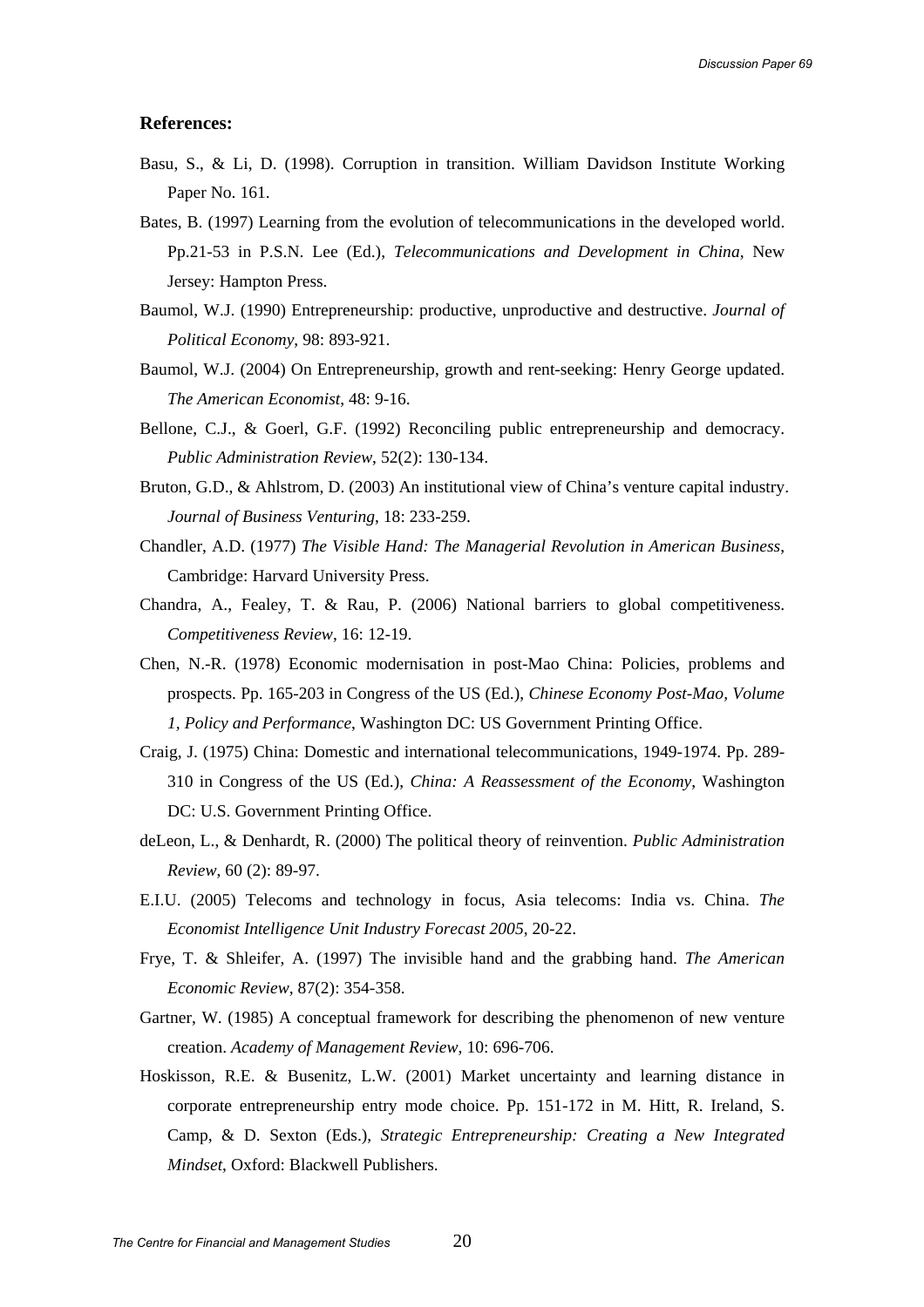**References:**

Basu, S., & Li, D. (1998). Corruption in transition. William Davidson Institute Working Paper No. 161.

Bates, B. (1997) Learning from the evolution of telecommunications in the developed world. Pp.21-53 in P.S.N. Lee (Ed.), *Telecommunications and Development in China*, New Jersey: Hampton Press.

Baumol, W.J. (1990) Entrepreneurship: productive, unproductive and destructive. *Journal of Political Economy*, 98: 893-921.

Baumol, W.J. (2004) On Entrepreneurship, growth and rent-seeking: Henry George updated. *The American Economist*, 48: 9-16.

Bellone, C.J., & Goerl, G.F. (1992) Reconciling public entrepreneurship and democracy. *Public Administration Review*, 52(2): 130-134.

Bruton, G.D., & Ahlstrom, D. (2003) An institutional view of China's venture capital industry. *Journal of Business Venturing*, 18: 233-259.

Chandler, A.D. (1977) *The Visible Hand: The Managerial Revolution in American Business*, Cambridge: Harvard University Press.

Chandra, A., Fealey, T. & Rau, P. (2006) National barriers to global competitiveness. *Competitiveness Review*, 16: 12-19.

Chen, N.-R. (1978) Economic modernisation in post-Mao China: Policies, problems and prospects. Pp. 165-203 in Congress of the US (Ed.), *Chinese Economy Post-Mao, Volume 1, Policy and Performance*, Washington DC: US Government Printing Office.

Craig, J. (1975) China: Domestic and international telecommunications, 1949-1974. Pp. 289-310 in Congress of the US (Ed.), *China: A Reassessment of the Economy*, Washington DC: U.S. Government Printing Office.

deLeon, L., & Denhardt, R. (2000) The political theory of reinvention. *Public Administration Review*, 60 (2): 89-97.

E.I.U. (2005) Telecoms and technology in focus, Asia telecoms: India vs. China. *The Economist Intelligence Unit Industry Forecast 2005*, 20-22.

Frye, T. & Shleifer, A. (1997) The invisible hand and the grabbing hand. *The American Economic Review*, 87(2): 354-358.

Gartner, W. (1985) A conceptual framework for describing the phenomenon of new venture creation. *Academy of Management Review*, 10: 696-706.

Hoskisson, R.E. & Busenitz, L.W. (2001) Market uncertainty and learning distance in corporate entrepreneurship entry mode choice. Pp. 151-172 in M. Hitt, R. Ireland, S. Camp, & D. Sexton (Eds.), *Strategic Entrepreneurship: Creating a New Integrated Mindset*, Oxford: Blackwell Publishers.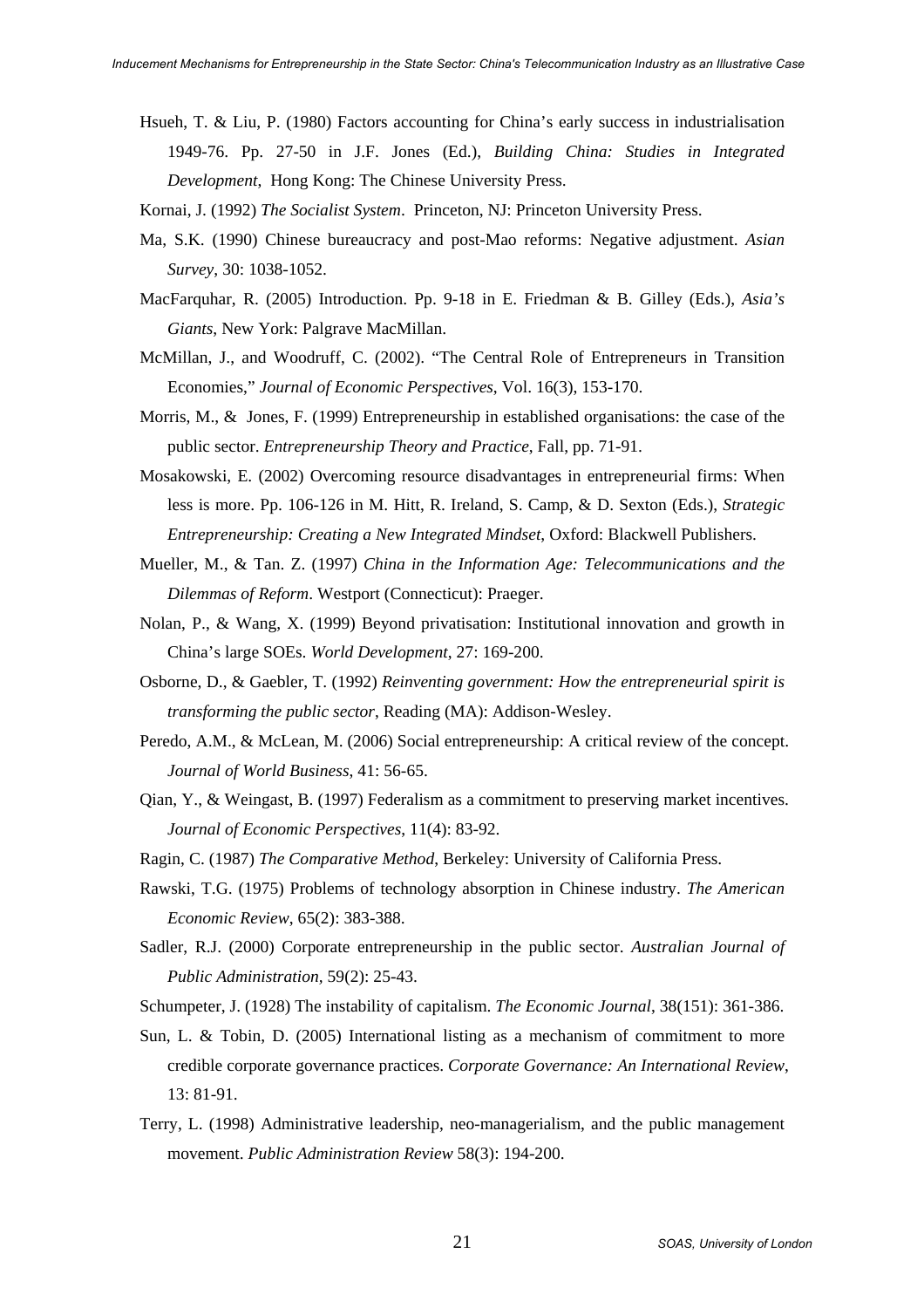Hsueh, T. & Liu, P. (1980) Factors accounting for China's early success in industrialisation 1949-76. Pp. 27-50 in J.F. Jones (Ed.), *Building China: Studies in Integrated Development*, Hong Kong: The Chinese University Press.

Kornai, J. (1992) *The Socialist System*. Princeton, NJ: Princeton University Press.

Ma, S.K. (1990) Chinese bureaucracy and post-Mao reforms: Negative adjustment. *Asian Survey*, 30: 1038-1052.

MacFarquhar, R. (2005) Introduction. Pp. 9-18 in E. Friedman & B. Gilley (Eds.), *Asia's Giants*, New York: Palgrave MacMillan.

McMillan, J., and Woodruff, C. (2002). "The Central Role of Entrepreneurs in Transition Economies," *Journal of Economic Perspectives*, Vol. 16(3), 153-170.

Morris, M., & Jones, F. (1999) Entrepreneurship in established organisations: the case of the public sector. *Entrepreneurship Theory and Practice*, Fall, pp. 71-91.

Mosakowski, E. (2002) Overcoming resource disadvantages in entrepreneurial firms: When less is more. Pp. 106-126 in M. Hitt, R. Ireland, S. Camp, & D. Sexton (Eds.), *Strategic Entrepreneurship: Creating a New Integrated Mindset*, Oxford: Blackwell Publishers.

Mueller, M., & Tan. Z. (1997) *China in the Information Age: Telecommunications and the Dilemmas of Reform*. Westport (Connecticut): Praeger.

Nolan, P., & Wang, X. (1999) Beyond privatisation: Institutional innovation and growth in China's large SOEs. *World Development*, 27: 169-200.

Osborne, D., & Gaebler, T. (1992) *Reinventing government: How the entrepreneurial spirit is transforming the public sector*, Reading (MA): Addison-Wesley.

Peredo, A.M., & McLean, M. (2006) Social entrepreneurship: A critical review of the concept. *Journal of World Business*, 41: 56-65.

Qian, Y., & Weingast, B. (1997) Federalism as a commitment to preserving market incentives. *Journal of Economic Perspectives*, 11(4): 83-92.

Ragin, C. (1987) *The Comparative Method*, Berkeley: University of California Press.

Rawski, T.G. (1975) Problems of technology absorption in Chinese industry. *The American Economic Review*, 65(2): 383-388.

Sadler, R.J. (2000) Corporate entrepreneurship in the public sector. *Australian Journal of Public Administration*, 59(2): 25-43.

Schumpeter, J. (1928) The instability of capitalism. *The Economic Journal*, 38(151): 361-386.

Sun, L. & Tobin, D. (2005) International listing as a mechanism of commitment to more credible corporate governance practices. *Corporate Governance: An International Review*, 13: 81-91.

Terry, L. (1998) Administrative leadership, neo-managerialism, and the public management movement. *Public Administration Review* 58(3): 194-200.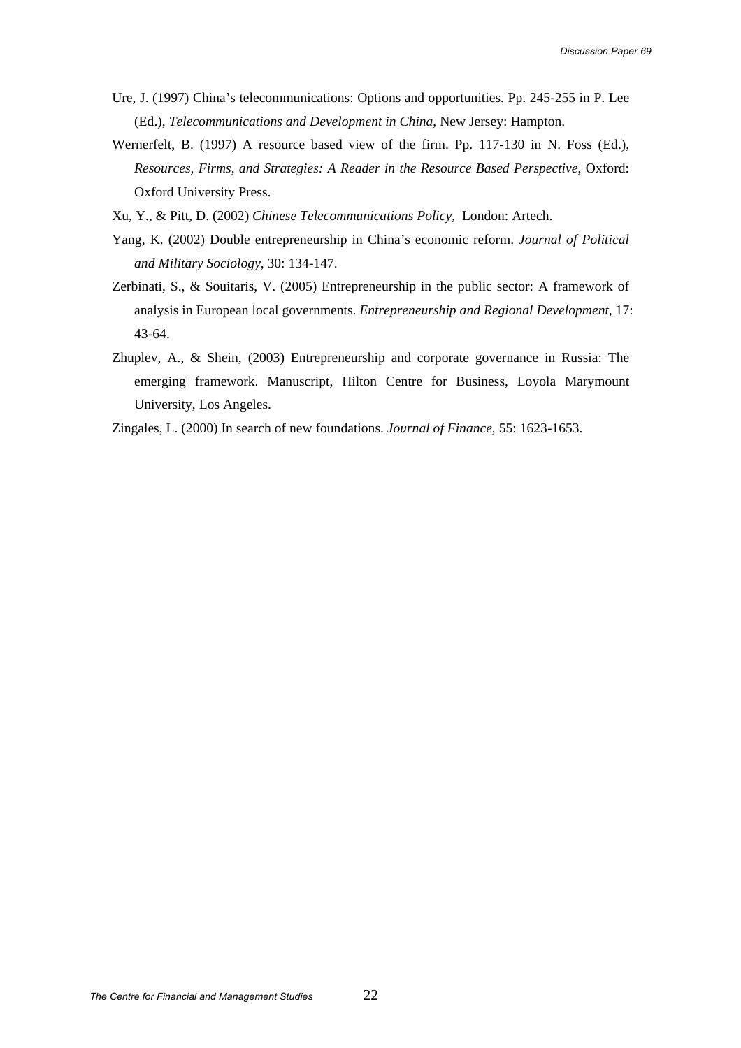Ure, J. (1997) China's telecommunications: Options and opportunities. Pp. 245-255 in P. Lee (Ed.), *Telecommunications and Development in China*, New Jersey: Hampton.

Wernerfelt, B. (1997) A resource based view of the firm. Pp. 117-130 in N. Foss (Ed.), *Resources, Firms, and Strategies: A Reader in the Resource Based Perspective*, Oxford: Oxford University Press.

Xu, Y., & Pitt, D. (2002) *Chinese Telecommunications Policy*, London: Artech.

Yang, K. (2002) Double entrepreneurship in China's economic reform. *Journal of Political and Military Sociology*, 30: 134-147.

Zerbinati, S., & Souitaris, V. (2005) Entrepreneurship in the public sector: A framework of analysis in European local governments. *Entrepreneurship and Regional Development*, 17: 43-64.

Zhuplev, A., & Shein, (2003) Entrepreneurship and corporate governance in Russia: The emerging framework. Manuscript, Hilton Centre for Business, Loyola Marymount University, Los Angeles.

Zingales, L. (2000) In search of new foundations. *Journal of Finance*, 55: 1623-1653.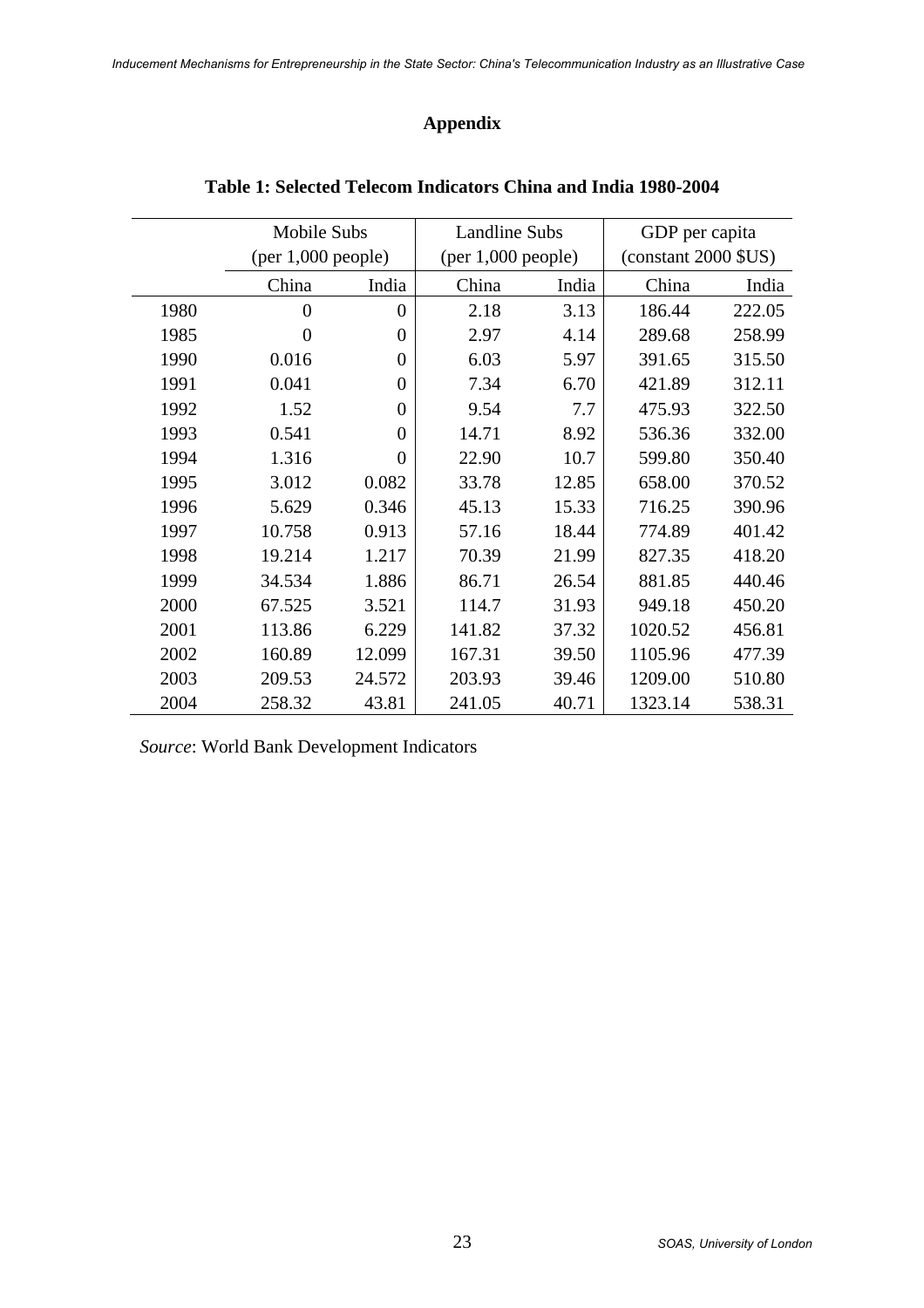## Appendix

**Table 1: Selected Telecom Indicators China and India 1980-2004**

| | Mobile Subs (per 1,000 people) | | Landline Subs (per 1,000 people) | | GDP per capita (constant 2000 $US) | |
|---|---|---|---|---|---|---|
| | China | India | China | India | China | India |
| 1980 | 0 | 0 | 2.18 | 3.13 | 186.44 | 222.05 |
| 1985 | 0 | 0 | 2.97 | 4.14 | 289.68 | 258.99 |
| 1990 | 0.016 | 0 | 6.03 | 5.97 | 391.65 | 315.50 |
| 1991 | 0.041 | 0 | 7.34 | 6.70 | 421.89 | 312.11 |
| 1992 | 1.52 | 0 | 9.54 | 7.7 | 475.93 | 322.50 |
| 1993 | 0.541 | 0 | 14.71 | 8.92 | 536.36 | 332.00 |
| 1994 | 1.316 | 0 | 22.90 | 10.7 | 599.80 | 350.40 |
| 1995 | 3.012 | 0.082 | 33.78 | 12.85 | 658.00 | 370.52 |
| 1996 | 5.629 | 0.346 | 45.13 | 15.33 | 716.25 | 390.96 |
| 1997 | 10.758 | 0.913 | 57.16 | 18.44 | 774.89 | 401.42 |
| 1998 | 19.214 | 1.217 | 70.39 | 21.99 | 827.35 | 418.20 |
| 1999 | 34.534 | 1.886 | 86.71 | 26.54 | 881.85 | 440.46 |
| 2000 | 67.525 | 3.521 | 114.7 | 31.93 | 949.18 | 450.20 |
| 2001 | 113.86 | 6.229 | 141.82 | 37.32 | 1020.52 | 456.81 |
| 2002 | 160.89 | 12.099 | 167.31 | 39.50 | 1105.96 | 477.39 |
| 2003 | 209.53 | 24.572 | 203.93 | 39.46 | 1209.00 | 510.80 |
| 2004 | 258.32 | 43.81 | 241.05 | 40.71 | 1323.14 | 538.31 |

*Source*: World Bank Development Indicators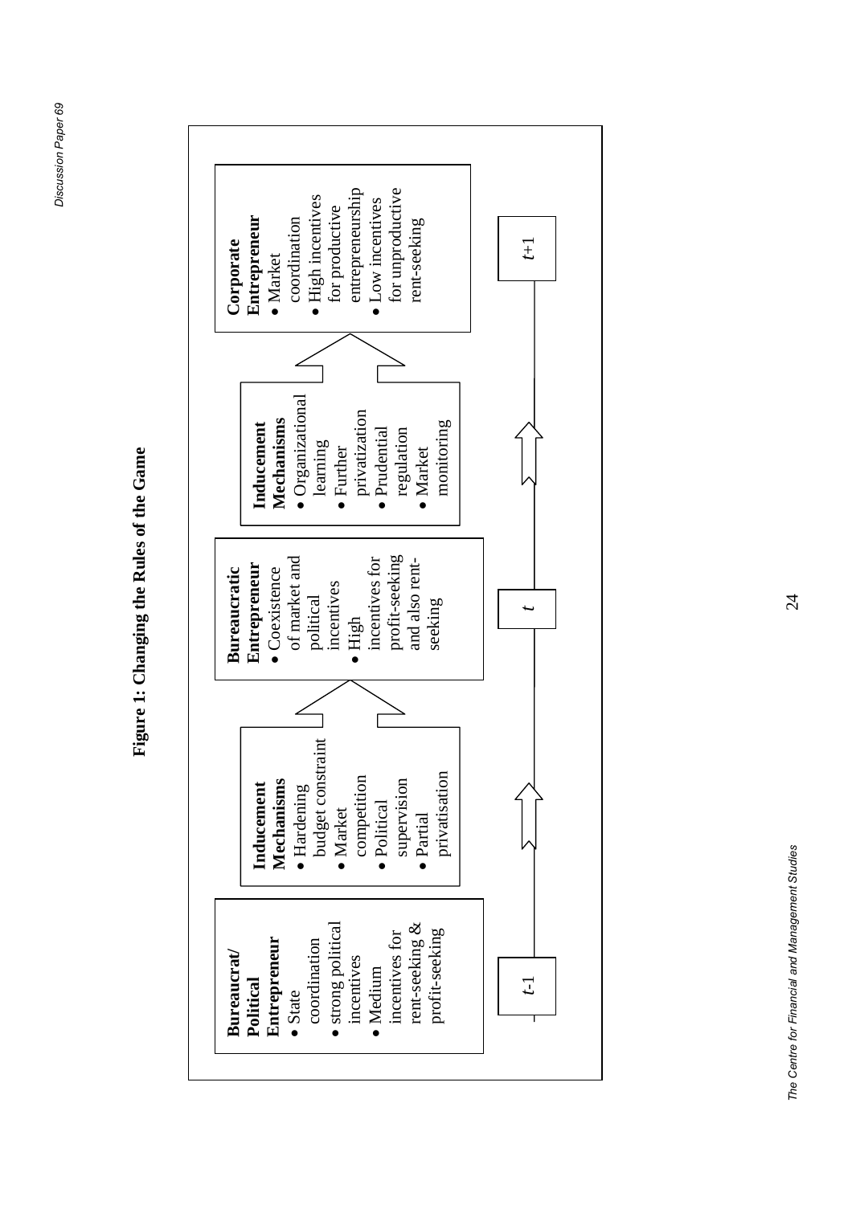**Figure 1: Changing the Rules of the Game**

**Bureaucrat/ Political Entrepreneur**
- State coordination
- strong political incentives
- Medium incentives for rent-seeking & profit-seeking

**Inducement Mechanisms**
- Hardening budget constraint
- Market competition
- Political supervision
- Partial privatisation

**Bureaucratic Entrepreneur**
- Coexistence of market and political incentives
- High incentives for profit-seeking and also rent-seeking

**Inducement Mechanisms**
- Organizational learning
- Further privatization
- Prudential regulation
- Market monitoring

**Corporate Entrepreneur**
- Market coordination
- High incentives for productive entrepreneurship
- Low incentives for unproductive rent-seeking

$t$-1 → $t$ → $t$+1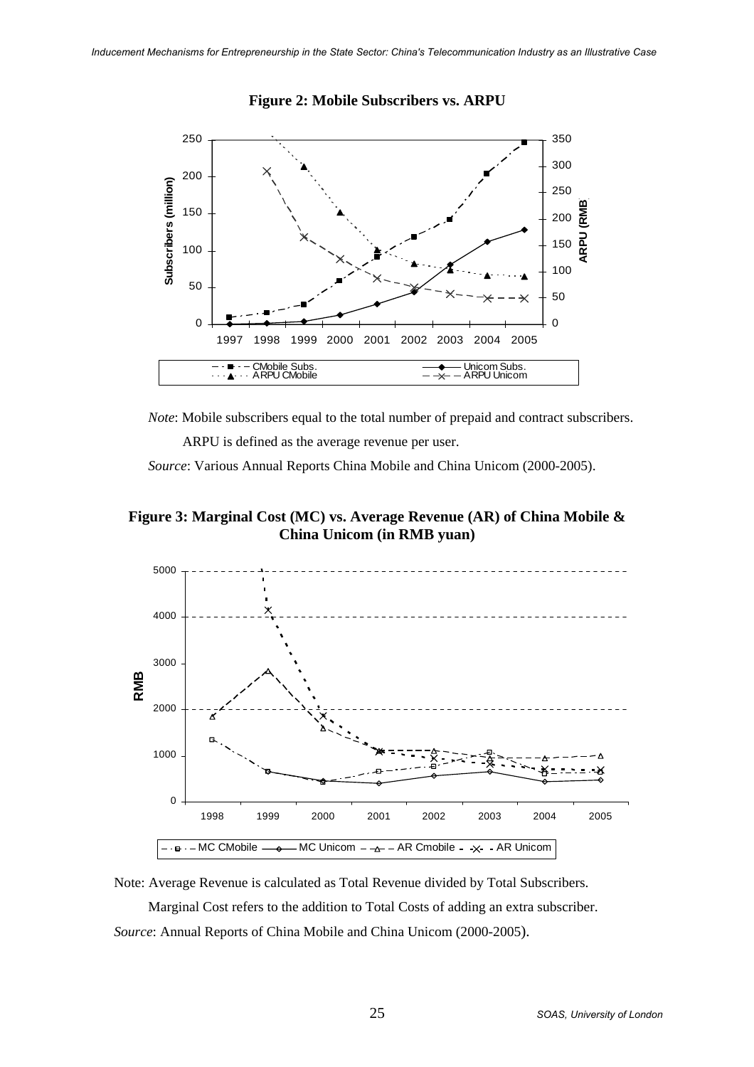**Figure 2: Mobile Subscribers vs. ARPU**

Subscribers (million)

250
200
150
100
50
0

ARPU (RMB)

350
300
250
200
150
100
50
0

1997 1998 1999 2000 2001 2002 2003 2004 2005

CMobile Subs.
ARPU CMobile
Unicom Subs.
ARPU Unicom

*Note*: Mobile subscribers equal to the total number of prepaid and contract subscribers.

ARPU is defined as the average revenue per user.

*Source*: Various Annual Reports China Mobile and China Unicom (2000-2005).

**Figure 3: Marginal Cost (MC) vs. Average Revenue (AR) of China Mobile & China Unicom (in RMB yuan)**

RMB

5000
4000
3000
2000
1000
0

1998 1999 2000 2001 2002 2003 2004 2005

MC CMobile
MC Unicom
AR Cmobile
AR Unicom

Note: Average Revenue is calculated as Total Revenue divided by Total Subscribers.

Marginal Cost refers to the addition to Total Costs of adding an extra subscriber.

*Source*: Annual Reports of China Mobile and China Unicom (2000-2005).